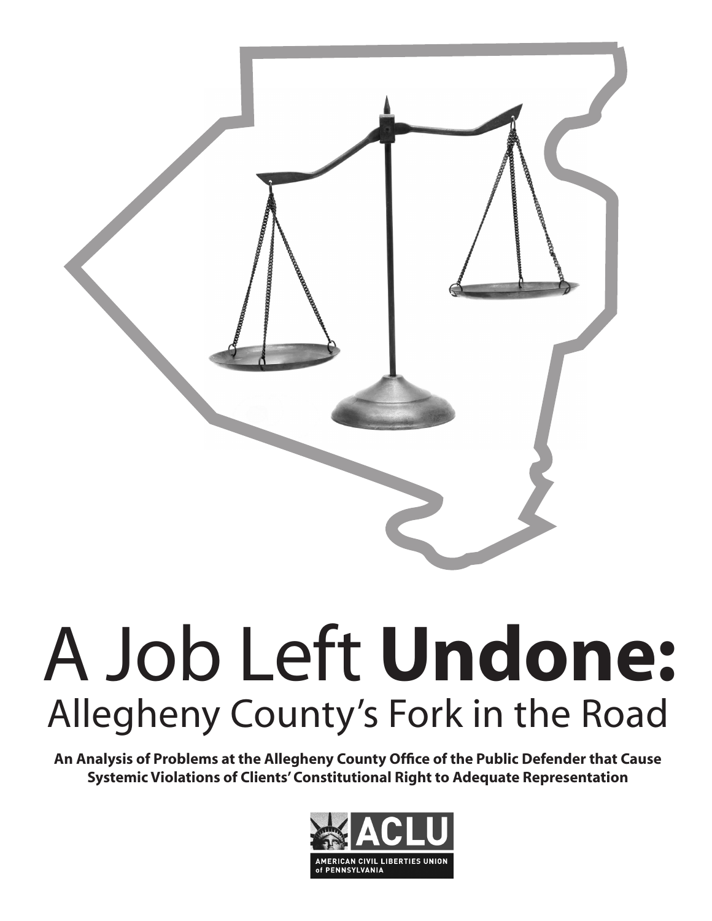# A Job Left **Undone:**

## Allegheny County's Fork in the Road

**An Analysis of Problems at the Allegheny County Office of the Public Defender that Cause Systemic Violations of Clients' Constitutional Right to Adequate Representation**

ACLU

AMERICAN CIVIL LIBERTIES UNION of PENNSYLVANIA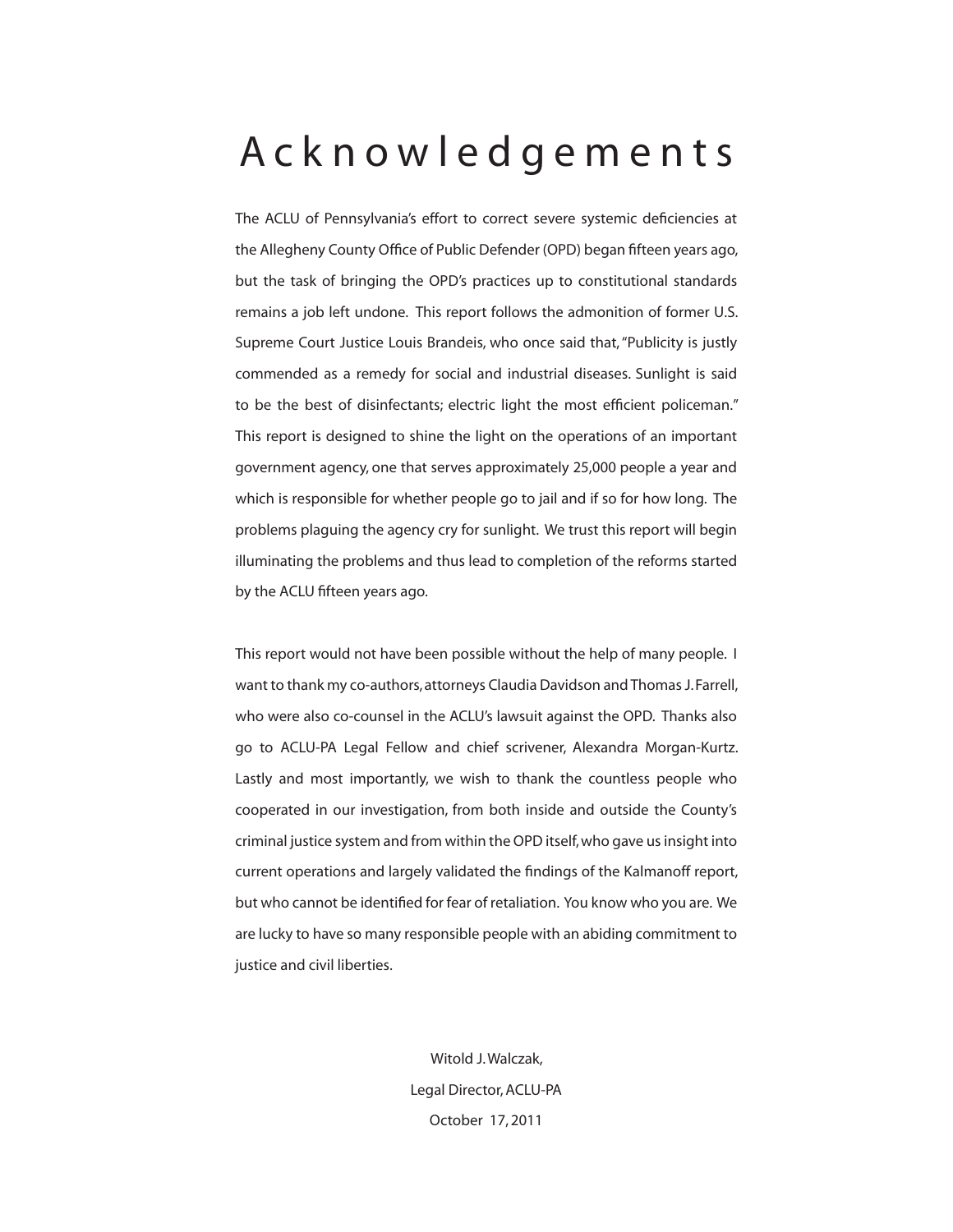# Acknowledgements

The ACLU of Pennsylvania's effort to correct severe systemic deficiencies at the Allegheny County Office of Public Defender (OPD) began fifteen years ago, but the task of bringing the OPD's practices up to constitutional standards remains a job left undone. This report follows the admonition of former U.S. Supreme Court Justice Louis Brandeis, who once said that, "Publicity is justly commended as a remedy for social and industrial diseases. Sunlight is said to be the best of disinfectants; electric light the most efficient policeman." This report is designed to shine the light on the operations of an important government agency, one that serves approximately 25,000 people a year and which is responsible for whether people go to jail and if so for how long. The problems plaguing the agency cry for sunlight. We trust this report will begin illuminating the problems and thus lead to completion of the reforms started by the ACLU fifteen years ago.

This report would not have been possible without the help of many people. I want to thank my co-authors, attorneys Claudia Davidson and Thomas J. Farrell, who were also co-counsel in the ACLU's lawsuit against the OPD. Thanks also go to ACLU-PA Legal Fellow and chief scrivener, Alexandra Morgan-Kurtz. Lastly and most importantly, we wish to thank the countless people who cooperated in our investigation, from both inside and outside the County's criminal justice system and from within the OPD itself, who gave us insight into current operations and largely validated the findings of the Kalmanoff report, but who cannot be identified for fear of retaliation. You know who you are. We are lucky to have so many responsible people with an abiding commitment to justice and civil liberties.

Witold J. Walczak,  
Legal Director, ACLU-PA  
October 17, 2011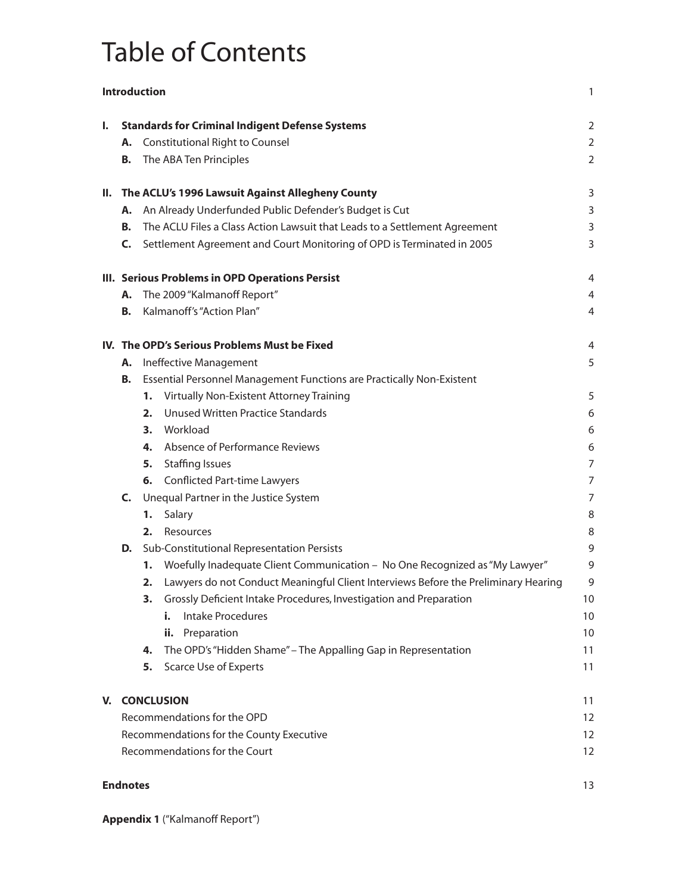# Table of Contents

| | |
|---|---|
| **Introduction** | 1 |
| **I. Standards for Criminal Indigent Defense Systems** | 2 |
| **A.** Constitutional Right to Counsel | 2 |
| **B.** The ABA Ten Principles | 2 |
| **II. The ACLU's 1996 Lawsuit Against Allegheny County** | 3 |
| **A.** An Already Underfunded Public Defender's Budget is Cut | 3 |
| **B.** The ACLU Files a Class Action Lawsuit that Leads to a Settlement Agreement | 3 |
| **C.** Settlement Agreement and Court Monitoring of OPD is Terminated in 2005 | 3 |
| **III. Serious Problems in OPD Operations Persist** | 4 |
| **A.** The 2009 "Kalmanoff Report" | 4 |
| **B.** Kalmanoff's "Action Plan" | 4 |
| **IV. The OPD's Serious Problems Must be Fixed** | 4 |
| **A.** Ineffective Management | 5 |
| **B.** Essential Personnel Management Functions are Practically Non-Existent | |
| **1.** Virtually Non-Existent Attorney Training | 5 |
| **2.** Unused Written Practice Standards | 6 |
| **3.** Workload | 6 |
| **4.** Absence of Performance Reviews | 6 |
| **5.** Staffing Issues | 7 |
| **6.** Conflicted Part-time Lawyers | 7 |
| **C.** Unequal Partner in the Justice System | 7 |
| **1.** Salary | 8 |
| **2.** Resources | 8 |
| **D.** Sub-Constitutional Representation Persists | 9 |
| **1.** Woefully Inadequate Client Communication – No One Recognized as "My Lawyer" | 9 |
| **2.** Lawyers do not Conduct Meaningful Client Interviews Before the Preliminary Hearing | 9 |
| **3.** Grossly Deficient Intake Procedures, Investigation and Preparation | 10 |
| **i.** Intake Procedures | 10 |
| **ii.** Preparation | 10 |
| **4.** The OPD's "Hidden Shame" – The Appalling Gap in Representation | 11 |
| **5.** Scarce Use of Experts | 11 |
| **V. CONCLUSION** | 11 |
| Recommendations for the OPD | 12 |
| Recommendations for the County Executive | 12 |
| Recommendations for the Court | 12 |
| **Endnotes** | 13 |

**Appendix 1** ("Kalmanoff Report")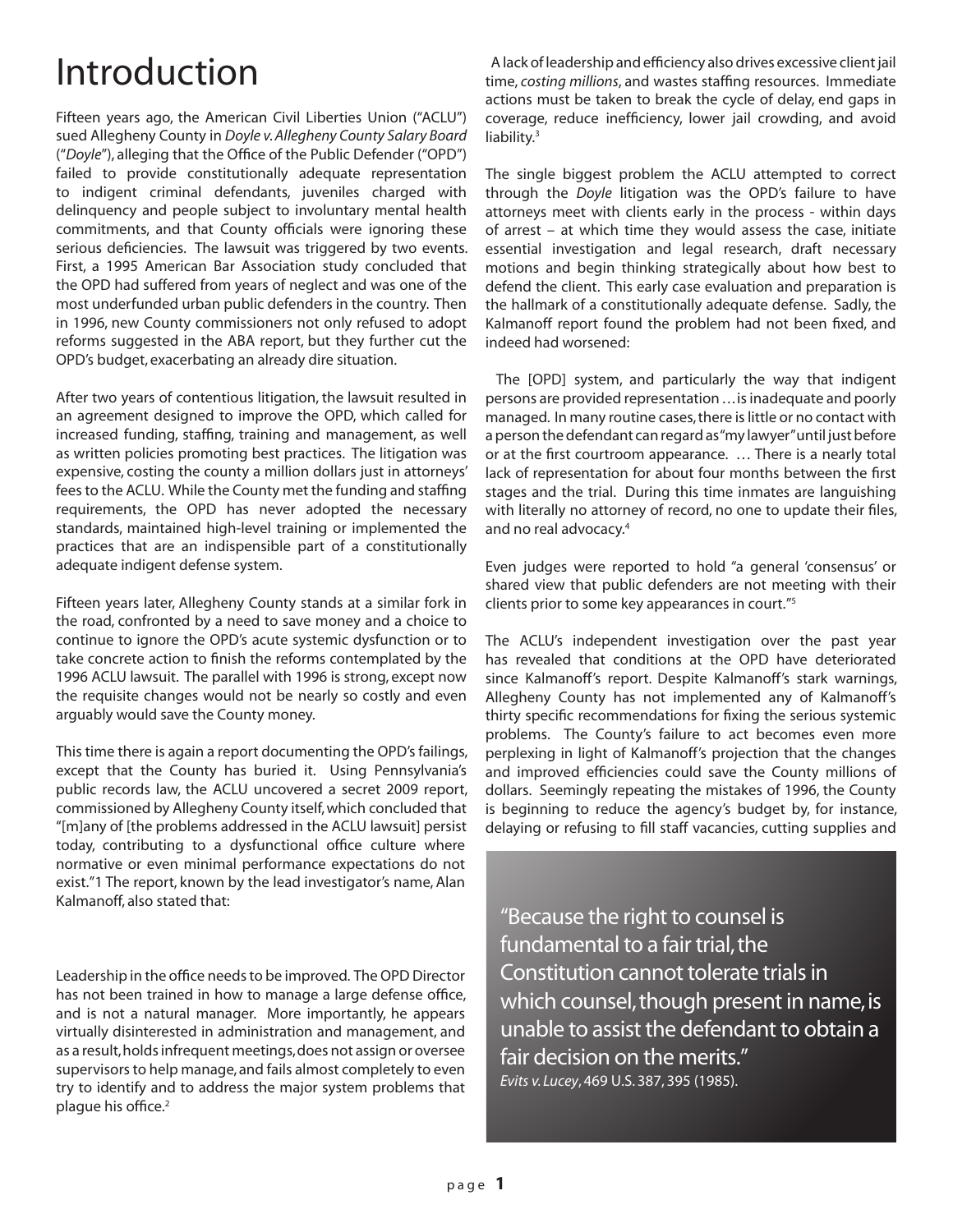# Introduction

Fifteen years ago, the American Civil Liberties Union ("ACLU") sued Allegheny County in *Doyle v. Allegheny County Salary Board* ("*Doyle*"), alleging that the Office of the Public Defender ("OPD") failed to provide constitutionally adequate representation to indigent criminal defendants, juveniles charged with delinquency and people subject to involuntary mental health commitments, and that County officials were ignoring these serious deficiencies. The lawsuit was triggered by two events. First, a 1995 American Bar Association study concluded that the OPD had suffered from years of neglect and was one of the most underfunded urban public defenders in the country. Then in 1996, new County commissioners not only refused to adopt reforms suggested in the ABA report, but they further cut the OPD's budget, exacerbating an already dire situation.

After two years of contentious litigation, the lawsuit resulted in an agreement designed to improve the OPD, which called for increased funding, staffing, training and management, as well as written policies promoting best practices. The litigation was expensive, costing the county a million dollars just in attorneys' fees to the ACLU. While the County met the funding and staffing requirements, the OPD has never adopted the necessary standards, maintained high-level training or implemented the practices that are an indispensible part of a constitutionally adequate indigent defense system.

Fifteen years later, Allegheny County stands at a similar fork in the road, confronted by a need to save money and a choice to continue to ignore the OPD's acute systemic dysfunction or to take concrete action to finish the reforms contemplated by the 1996 ACLU lawsuit. The parallel with 1996 is strong, except now the requisite changes would not be nearly so costly and even arguably would save the County money.

This time there is again a report documenting the OPD's failings, except that the County has buried it. Using Pennsylvania's public records law, the ACLU uncovered a secret 2009 report, commissioned by Allegheny County itself, which concluded that "[m]any of [the problems addressed in the ACLU lawsuit] persist today, contributing to a dysfunctional office culture where normative or even minimal performance expectations do not exist."1 The report, known by the lead investigator's name, Alan Kalmanoff, also stated that:

Leadership in the office needs to be improved. The OPD Director has not been trained in how to manage a large defense office, and is not a natural manager. More importantly, he appears virtually disinterested in administration and management, and as a result, holds infrequent meetings, does not assign or oversee supervisors to help manage, and fails almost completely to even try to identify and to address the major system problems that plague his office.[2]

A lack of leadership and efficiency also drives excessive client jail time, *costing millions*, and wastes staffing resources. Immediate actions must be taken to break the cycle of delay, end gaps in coverage, reduce inefficiency, lower jail crowding, and avoid liability.[3]

The single biggest problem the ACLU attempted to correct through the *Doyle* litigation was the OPD's failure to have attorneys meet with clients early in the process - within days of arrest – at which time they would assess the case, initiate essential investigation and legal research, draft necessary motions and begin thinking strategically about how best to defend the client. This early case evaluation and preparation is the hallmark of a constitutionally adequate defense. Sadly, the Kalmanoff report found the problem had not been fixed, and indeed had worsened:

The [OPD] system, and particularly the way that indigent persons are provided representation … is inadequate and poorly managed. In many routine cases, there is little or no contact with a person the defendant can regard as "my lawyer" until just before or at the first courtroom appearance. … There is a nearly total lack of representation for about four months between the first stages and the trial. During this time inmates are languishing with literally no attorney of record, no one to update their files, and no real advocacy.[4]

Even judges were reported to hold "a general 'consensus' or shared view that public defenders are not meeting with their clients prior to some key appearances in court."[5]

The ACLU's independent investigation over the past year has revealed that conditions at the OPD have deteriorated since Kalmanoff's report. Despite Kalmanoff's stark warnings, Allegheny County has not implemented any of Kalmanoff's thirty specific recommendations for fixing the serious systemic problems. The County's failure to act becomes even more perplexing in light of Kalmanoff's projection that the changes and improved efficiencies could save the County millions of dollars. Seemingly repeating the mistakes of 1996, the County is beginning to reduce the agency's budget by, for instance, delaying or refusing to fill staff vacancies, cutting supplies and

> "Because the right to counsel is fundamental to a fair trial, the Constitution cannot tolerate trials in which counsel, though present in name, is unable to assist the defendant to obtain a fair decision on the merits."
> *Evits v. Lucey*, 469 U.S. 387, 395 (1985).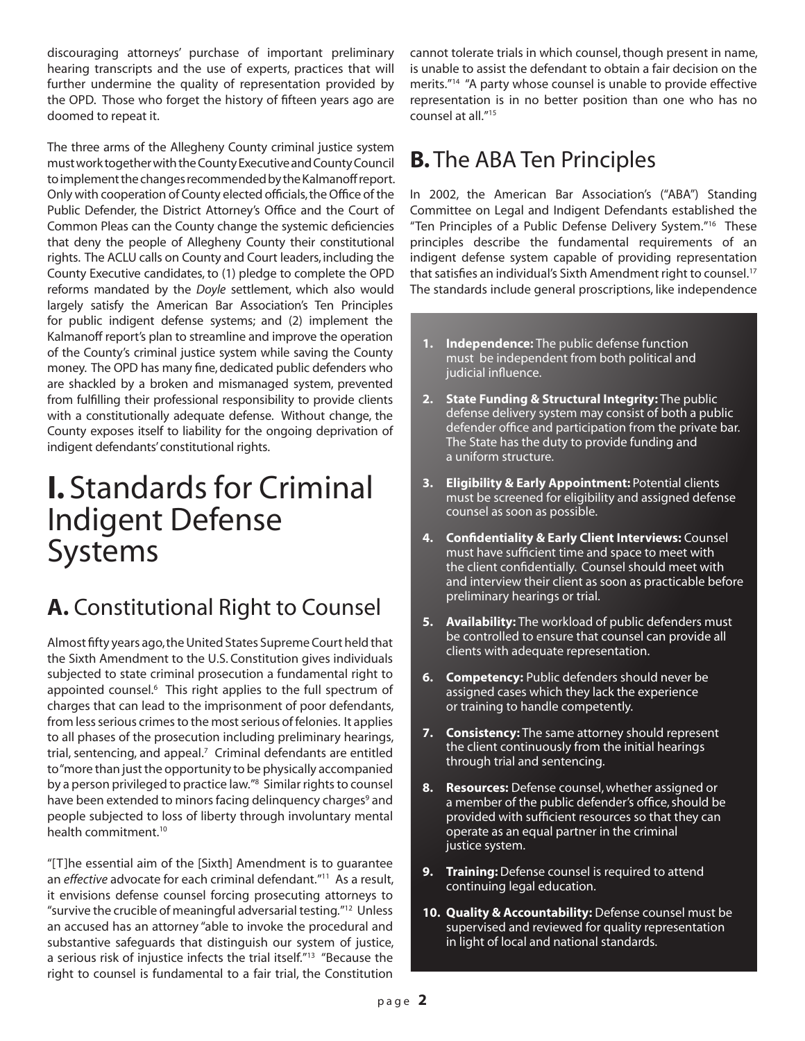discouraging attorneys' purchase of important preliminary hearing transcripts and the use of experts, practices that will further undermine the quality of representation provided by the OPD. Those who forget the history of fifteen years ago are doomed to repeat it.

The three arms of the Allegheny County criminal justice system must work together with the County Executive and County Council to implement the changes recommended by the Kalmanoff report. Only with cooperation of County elected officials, the Office of the Public Defender, the District Attorney's Office and the Court of Common Pleas can the County change the systemic deficiencies that deny the people of Allegheny County their constitutional rights. The ACLU calls on County and Court leaders, including the County Executive candidates, to (1) pledge to complete the OPD reforms mandated by the *Doyle* settlement, which also would largely satisfy the American Bar Association's Ten Principles for public indigent defense systems; and (2) implement the Kalmanoff report's plan to streamline and improve the operation of the County's criminal justice system while saving the County money. The OPD has many fine, dedicated public defenders who are shackled by a broken and mismanaged system, prevented from fulfilling their professional responsibility to provide clients with a constitutionally adequate defense. Without change, the County exposes itself to liability for the ongoing deprivation of indigent defendants' constitutional rights.

# I. Standards for Criminal Indigent Defense Systems

## A. Constitutional Right to Counsel

Almost fifty years ago, the United States Supreme Court held that the Sixth Amendment to the U.S. Constitution gives individuals subjected to state criminal prosecution a fundamental right to appointed counsel.[6] This right applies to the full spectrum of charges that can lead to the imprisonment of poor defendants, from less serious crimes to the most serious of felonies. It applies to all phases of the prosecution including preliminary hearings, trial, sentencing, and appeal.[7] Criminal defendants are entitled to "more than just the opportunity to be physically accompanied by a person privileged to practice law."[8] Similar rights to counsel have been extended to minors facing delinquency charges[9] and people subjected to loss of liberty through involuntary mental health commitment.[10]

"[T]he essential aim of the [Sixth] Amendment is to guarantee an *effective* advocate for each criminal defendant."[11] As a result, it envisions defense counsel forcing prosecuting attorneys to "survive the crucible of meaningful adversarial testing."[12] Unless an accused has an attorney "able to invoke the procedural and substantive safeguards that distinguish our system of justice, a serious risk of injustice infects the trial itself."[13] "Because the right to counsel is fundamental to a fair trial, the Constitution cannot tolerate trials in which counsel, though present in name, is unable to assist the defendant to obtain a fair decision on the merits."[14] "A party whose counsel is unable to provide effective representation is in no better position than one who has no counsel at all."[15]

## B. The ABA Ten Principles

In 2002, the American Bar Association's ("ABA") Standing Committee on Legal and Indigent Defendants established the "Ten Principles of a Public Defense Delivery System."[16] These principles describe the fundamental requirements of an indigent defense system capable of providing representation that satisfies an individual's Sixth Amendment right to counsel.[17] The standards include general proscriptions, like independence

1. **Independence:** The public defense function must be independent from both political and judicial influence.
2. **State Funding & Structural Integrity:** The public defense delivery system may consist of both a public defender office and participation from the private bar. The State has the duty to provide funding and a uniform structure.
3. **Eligibility & Early Appointment:** Potential clients must be screened for eligibility and assigned defense counsel as soon as possible.
4. **Confidentiality & Early Client Interviews:** Counsel must have sufficient time and space to meet with the client confidentially. Counsel should meet with and interview their client as soon as practicable before preliminary hearings or trial.
5. **Availability:** The workload of public defenders must be controlled to ensure that counsel can provide all clients with adequate representation.
6. **Competency:** Public defenders should never be assigned cases which they lack the experience or training to handle competently.
7. **Consistency:** The same attorney should represent the client continuously from the initial hearings through trial and sentencing.
8. **Resources:** Defense counsel, whether assigned or a member of the public defender's office, should be provided with sufficient resources so that they can operate as an equal partner in the criminal justice system.
9. **Training:** Defense counsel is required to attend continuing legal education.
10. **Quality & Accountability:** Defense counsel must be supervised and reviewed for quality representation in light of local and national standards.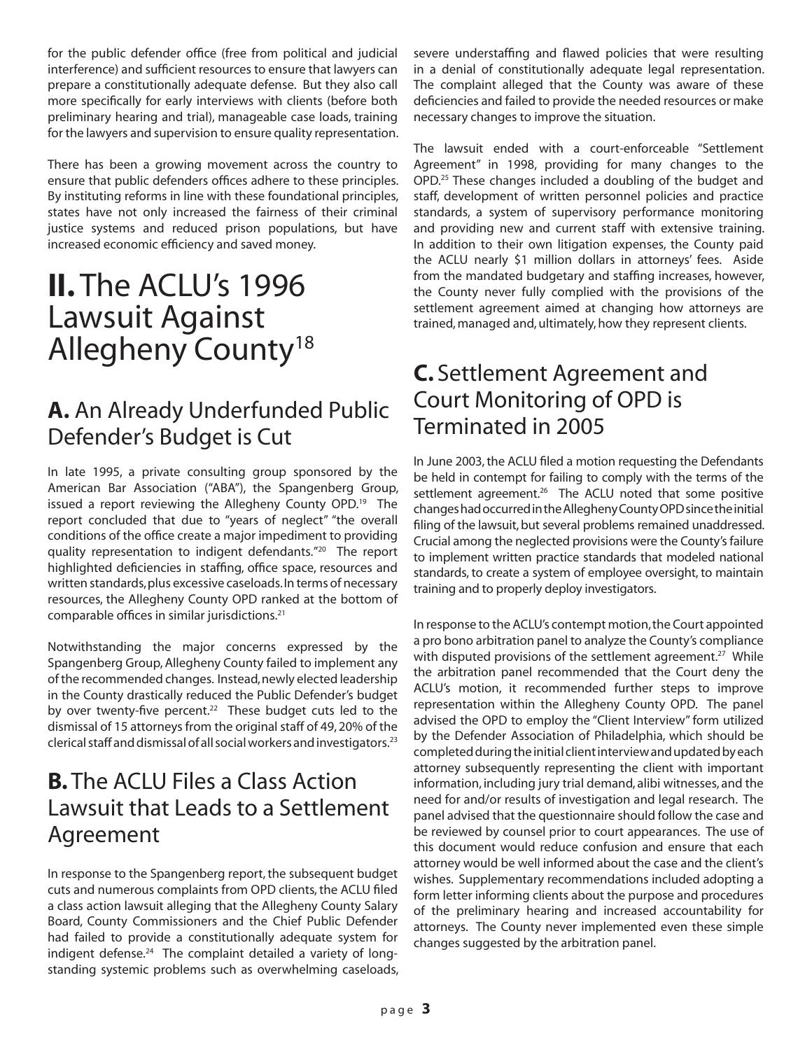for the public defender office (free from political and judicial interference) and sufficient resources to ensure that lawyers can prepare a constitutionally adequate defense. But they also call more specifically for early interviews with clients (before both preliminary hearing and trial), manageable case loads, training for the lawyers and supervision to ensure quality representation.

There has been a growing movement across the country to ensure that public defenders offices adhere to these principles. By instituting reforms in line with these foundational principles, states have not only increased the fairness of their criminal justice systems and reduced prison populations, but have increased economic efficiency and saved money.

# II. The ACLU's 1996 Lawsuit Against Allegheny County[18]

## A. An Already Underfunded Public Defender's Budget is Cut

In late 1995, a private consulting group sponsored by the American Bar Association ("ABA"), the Spangenberg Group, issued a report reviewing the Allegheny County OPD.[19] The report concluded that due to "years of neglect" "the overall conditions of the office create a major impediment to providing quality representation to indigent defendants."[20] The report highlighted deficiencies in staffing, office space, resources and written standards, plus excessive caseloads. In terms of necessary resources, the Allegheny County OPD ranked at the bottom of comparable offices in similar jurisdictions.[21]

Notwithstanding the major concerns expressed by the Spangenberg Group, Allegheny County failed to implement any of the recommended changes. Instead, newly elected leadership in the County drastically reduced the Public Defender's budget by over twenty-five percent.[22] These budget cuts led to the dismissal of 15 attorneys from the original staff of 49, 20% of the clerical staff and dismissal of all social workers and investigators.[23]

## B. The ACLU Files a Class Action Lawsuit that Leads to a Settlement Agreement

In response to the Spangenberg report, the subsequent budget cuts and numerous complaints from OPD clients, the ACLU filed a class action lawsuit alleging that the Allegheny County Salary Board, County Commissioners and the Chief Public Defender had failed to provide a constitutionally adequate system for indigent defense.[24] The complaint detailed a variety of long-standing systemic problems such as overwhelming caseloads, severe understaffing and flawed policies that were resulting in a denial of constitutionally adequate legal representation. The complaint alleged that the County was aware of these deficiencies and failed to provide the needed resources or make necessary changes to improve the situation.

The lawsuit ended with a court-enforceable "Settlement Agreement" in 1998, providing for many changes to the OPD.[25] These changes included a doubling of the budget and staff, development of written personnel policies and practice standards, a system of supervisory performance monitoring and providing new and current staff with extensive training. In addition to their own litigation expenses, the County paid the ACLU nearly $1 million dollars in attorneys' fees. Aside from the mandated budgetary and staffing increases, however, the County never fully complied with the provisions of the settlement agreement aimed at changing how attorneys are trained, managed and, ultimately, how they represent clients.

## C. Settlement Agreement and Court Monitoring of OPD is Terminated in 2005

In June 2003, the ACLU filed a motion requesting the Defendants be held in contempt for failing to comply with the terms of the settlement agreement.[26] The ACLU noted that some positive changes had occurred in the Allegheny County OPD since the initial filing of the lawsuit, but several problems remained unaddressed. Crucial among the neglected provisions were the County's failure to implement written practice standards that modeled national standards, to create a system of employee oversight, to maintain training and to properly deploy investigators.

In response to the ACLU's contempt motion, the Court appointed a pro bono arbitration panel to analyze the County's compliance with disputed provisions of the settlement agreement.[27] While the arbitration panel recommended that the Court deny the ACLU's motion, it recommended further steps to improve representation within the Allegheny County OPD. The panel advised the OPD to employ the "Client Interview" form utilized by the Defender Association of Philadelphia, which should be completed during the initial client interview and updated by each attorney subsequently representing the client with important information, including jury trial demand, alibi witnesses, and the need for and/or results of investigation and legal research. The panel advised that the questionnaire should follow the case and be reviewed by counsel prior to court appearances. The use of this document would reduce confusion and ensure that each attorney would be well informed about the case and the client's wishes. Supplementary recommendations included adopting a form letter informing clients about the purpose and procedures of the preliminary hearing and increased accountability for attorneys. The County never implemented even these simple changes suggested by the arbitration panel.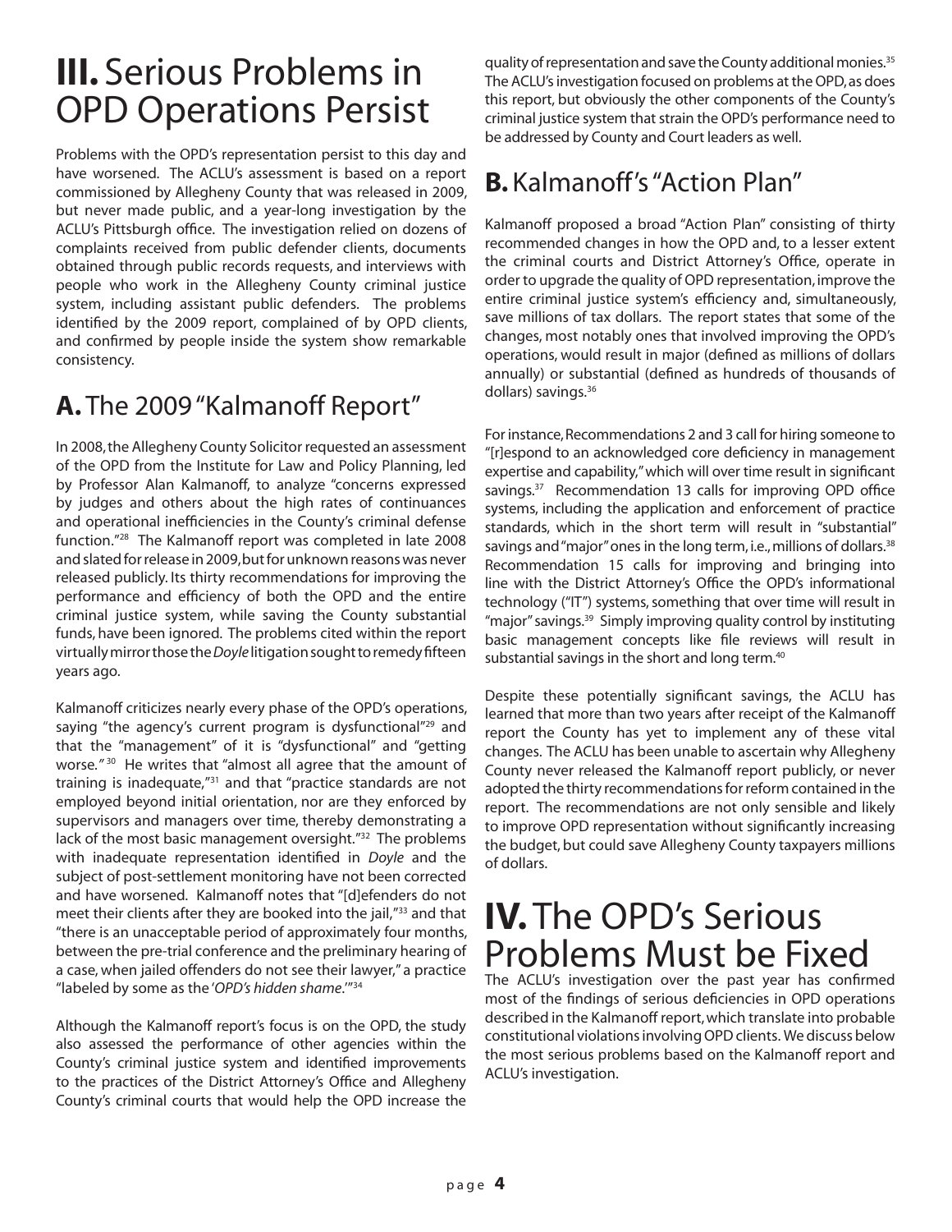# III. Serious Problems in OPD Operations Persist

Problems with the OPD's representation persist to this day and have worsened. The ACLU's assessment is based on a report commissioned by Allegheny County that was released in 2009, but never made public, and a year-long investigation by the ACLU's Pittsburgh office. The investigation relied on dozens of complaints received from public defender clients, documents obtained through public records requests, and interviews with people who work in the Allegheny County criminal justice system, including assistant public defenders. The problems identified by the 2009 report, complained of by OPD clients, and confirmed by people inside the system show remarkable consistency.

## A. The 2009 "Kalmanoff Report"

In 2008, the Allegheny County Solicitor requested an assessment of the OPD from the Institute for Law and Policy Planning, led by Professor Alan Kalmanoff, to analyze "concerns expressed by judges and others about the high rates of continuances and operational inefficiencies in the County's criminal defense function."[28] The Kalmanoff report was completed in late 2008 and slated for release in 2009, but for unknown reasons was never released publicly. Its thirty recommendations for improving the performance and efficiency of both the OPD and the entire criminal justice system, while saving the County substantial funds, have been ignored. The problems cited within the report virtually mirror those the *Doyle* litigation sought to remedy fifteen years ago.

Kalmanoff criticizes nearly every phase of the OPD's operations, saying "the agency's current program is dysfunctional"[29] and that the "management" of it is "dysfunctional" and "getting worse."[30] He writes that "almost all agree that the amount of training is inadequate,"[31] and that "practice standards are not employed beyond initial orientation, nor are they enforced by supervisors and managers over time, thereby demonstrating a lack of the most basic management oversight."[32] The problems with inadequate representation identified in *Doyle* and the subject of post-settlement monitoring have not been corrected and have worsened. Kalmanoff notes that "[d]efenders do not meet their clients after they are booked into the jail,"[33] and that "there is an unacceptable period of approximately four months, between the pre-trial conference and the preliminary hearing of a case, when jailed offenders do not see their lawyer," a practice "labeled by some as the '*OPD's hidden shame*.'"[34]

Although the Kalmanoff report's focus is on the OPD, the study also assessed the performance of other agencies within the County's criminal justice system and identified improvements to the practices of the District Attorney's Office and Allegheny County's criminal courts that would help the OPD increase the quality of representation and save the County additional monies.[35] The ACLU's investigation focused on problems at the OPD, as does this report, but obviously the other components of the County's criminal justice system that strain the OPD's performance need to be addressed by County and Court leaders as well.

## B. Kalmanoff's "Action Plan"

Kalmanoff proposed a broad "Action Plan" consisting of thirty recommended changes in how the OPD and, to a lesser extent the criminal courts and District Attorney's Office, operate in order to upgrade the quality of OPD representation, improve the entire criminal justice system's efficiency and, simultaneously, save millions of tax dollars. The report states that some of the changes, most notably ones that involved improving the OPD's operations, would result in major (defined as millions of dollars annually) or substantial (defined as hundreds of thousands of dollars) savings.[36]

For instance, Recommendations 2 and 3 call for hiring someone to "[r]espond to an acknowledged core deficiency in management expertise and capability," which will over time result in significant savings.[37] Recommendation 13 calls for improving OPD office systems, including the application and enforcement of practice standards, which in the short term will result in "substantial" savings and "major" ones in the long term, i.e., millions of dollars.[38] Recommendation 15 calls for improving and bringing into line with the District Attorney's Office the OPD's informational technology ("IT") systems, something that over time will result in "major" savings.[39] Simply improving quality control by instituting basic management concepts like file reviews will result in substantial savings in the short and long term.[40]

Despite these potentially significant savings, the ACLU has learned that more than two years after receipt of the Kalmanoff report the County has yet to implement any of these vital changes. The ACLU has been unable to ascertain why Allegheny County never released the Kalmanoff report publicly, or never adopted the thirty recommendations for reform contained in the report. The recommendations are not only sensible and likely to improve OPD representation without significantly increasing the budget, but could save Allegheny County taxpayers millions of dollars.

# IV. The OPD's Serious Problems Must be Fixed

The ACLU's investigation over the past year has confirmed most of the findings of serious deficiencies in OPD operations described in the Kalmanoff report, which translate into probable constitutional violations involving OPD clients. We discuss below the most serious problems based on the Kalmanoff report and ACLU's investigation.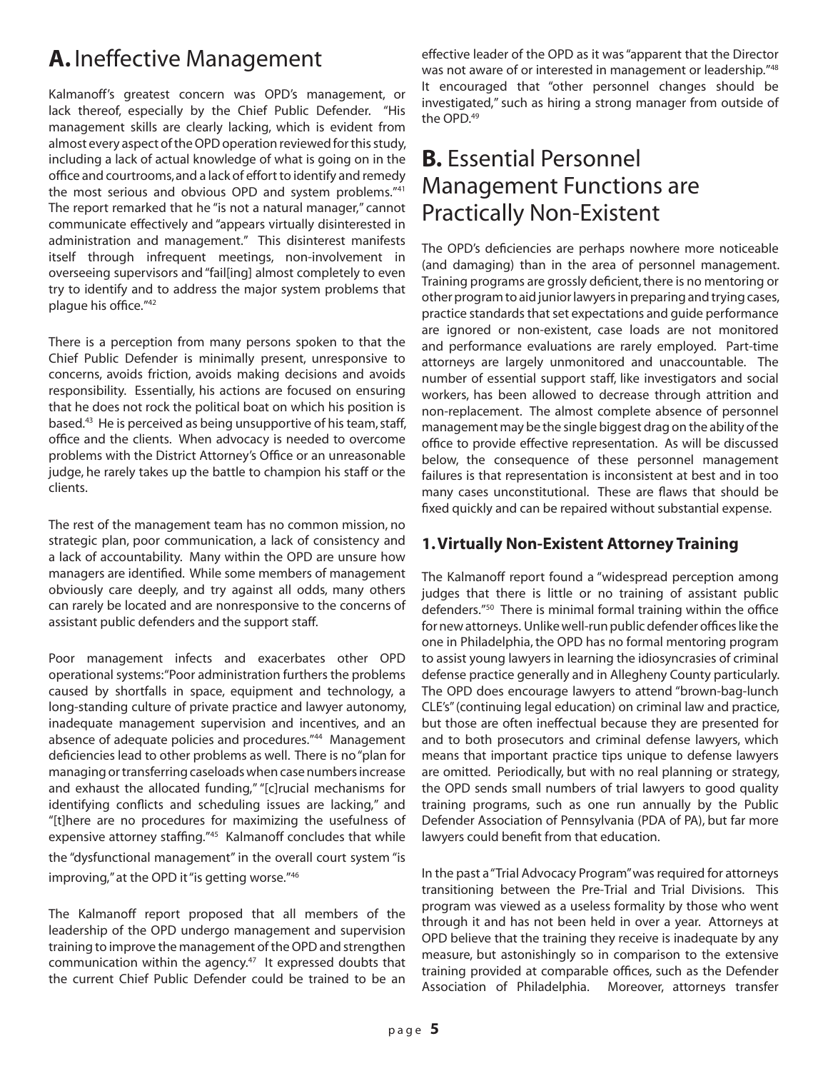## A. Ineffective Management

Kalmanoff's greatest concern was OPD's management, or lack thereof, especially by the Chief Public Defender. "His management skills are clearly lacking, which is evident from almost every aspect of the OPD operation reviewed for this study, including a lack of actual knowledge of what is going on in the office and courtrooms, and a lack of effort to identify and remedy the most serious and obvious OPD and system problems."[41] The report remarked that he "is not a natural manager," cannot communicate effectively and "appears virtually disinterested in administration and management." This disinterest manifests itself through infrequent meetings, non-involvement in overseeing supervisors and "fail[ing] almost completely to even try to identify and to address the major system problems that plague his office."[42]

There is a perception from many persons spoken to that the Chief Public Defender is minimally present, unresponsive to concerns, avoids friction, avoids making decisions and avoids responsibility. Essentially, his actions are focused on ensuring that he does not rock the political boat on which his position is based.[43] He is perceived as being unsupportive of his team, staff, office and the clients. When advocacy is needed to overcome problems with the District Attorney's Office or an unreasonable judge, he rarely takes up the battle to champion his staff or the clients.

The rest of the management team has no common mission, no strategic plan, poor communication, a lack of consistency and a lack of accountability. Many within the OPD are unsure how managers are identified. While some members of management obviously care deeply, and try against all odds, many others can rarely be located and are nonresponsive to the concerns of assistant public defenders and the support staff.

Poor management infects and exacerbates other OPD operational systems: "Poor administration furthers the problems caused by shortfalls in space, equipment and technology, a long-standing culture of private practice and lawyer autonomy, inadequate management supervision and incentives, and an absence of adequate policies and procedures."[44] Management deficiencies lead to other problems as well. There is no "plan for managing or transferring caseloads when case numbers increase and exhaust the allocated funding," "[c]rucial mechanisms for identifying conflicts and scheduling issues are lacking," and "[t]here are no procedures for maximizing the usefulness of expensive attorney staffing."[45] Kalmanoff concludes that while the "dysfunctional management" in the overall court system "is improving," at the OPD it "is getting worse."[46]

The Kalmanoff report proposed that all members of the leadership of the OPD undergo management and supervision training to improve the management of the OPD and strengthen communication within the agency.[47] It expressed doubts that the current Chief Public Defender could be trained to be an effective leader of the OPD as it was "apparent that the Director was not aware of or interested in management or leadership."[48] It encouraged that "other personnel changes should be investigated," such as hiring a strong manager from outside of the OPD.[49]

## B. Essential Personnel Management Functions are Practically Non-Existent

The OPD's deficiencies are perhaps nowhere more noticeable (and damaging) than in the area of personnel management. Training programs are grossly deficient, there is no mentoring or other program to aid junior lawyers in preparing and trying cases, practice standards that set expectations and guide performance are ignored or non-existent, case loads are not monitored and performance evaluations are rarely employed. Part-time attorneys are largely unmonitored and unaccountable. The number of essential support staff, like investigators and social workers, has been allowed to decrease through attrition and non-replacement. The almost complete absence of personnel management may be the single biggest drag on the ability of the office to provide effective representation. As will be discussed below, the consequence of these personnel management failures is that representation is inconsistent at best and in too many cases unconstitutional. These are flaws that should be fixed quickly and can be repaired without substantial expense.

### 1. Virtually Non-Existent Attorney Training

The Kalmanoff report found a "widespread perception among judges that there is little or no training of assistant public defenders."[50] There is minimal formal training within the office for new attorneys. Unlike well-run public defender offices like the one in Philadelphia, the OPD has no formal mentoring program to assist young lawyers in learning the idiosyncrasies of criminal defense practice generally and in Allegheny County particularly. The OPD does encourage lawyers to attend "brown-bag-lunch CLE's" (continuing legal education) on criminal law and practice, but those are often ineffectual because they are presented for and to both prosecutors and criminal defense lawyers, which means that important practice tips unique to defense lawyers are omitted. Periodically, but with no real planning or strategy, the OPD sends small numbers of trial lawyers to good quality training programs, such as one run annually by the Public Defender Association of Pennsylvania (PDA of PA), but far more lawyers could benefit from that education.

In the past a "Trial Advocacy Program" was required for attorneys transitioning between the Pre-Trial and Trial Divisions. This program was viewed as a useless formality by those who went through it and has not been held in over a year. Attorneys at OPD believe that the training they receive is inadequate by any measure, but astonishingly so in comparison to the extensive training provided at comparable offices, such as the Defender Association of Philadelphia. Moreover, attorneys transfer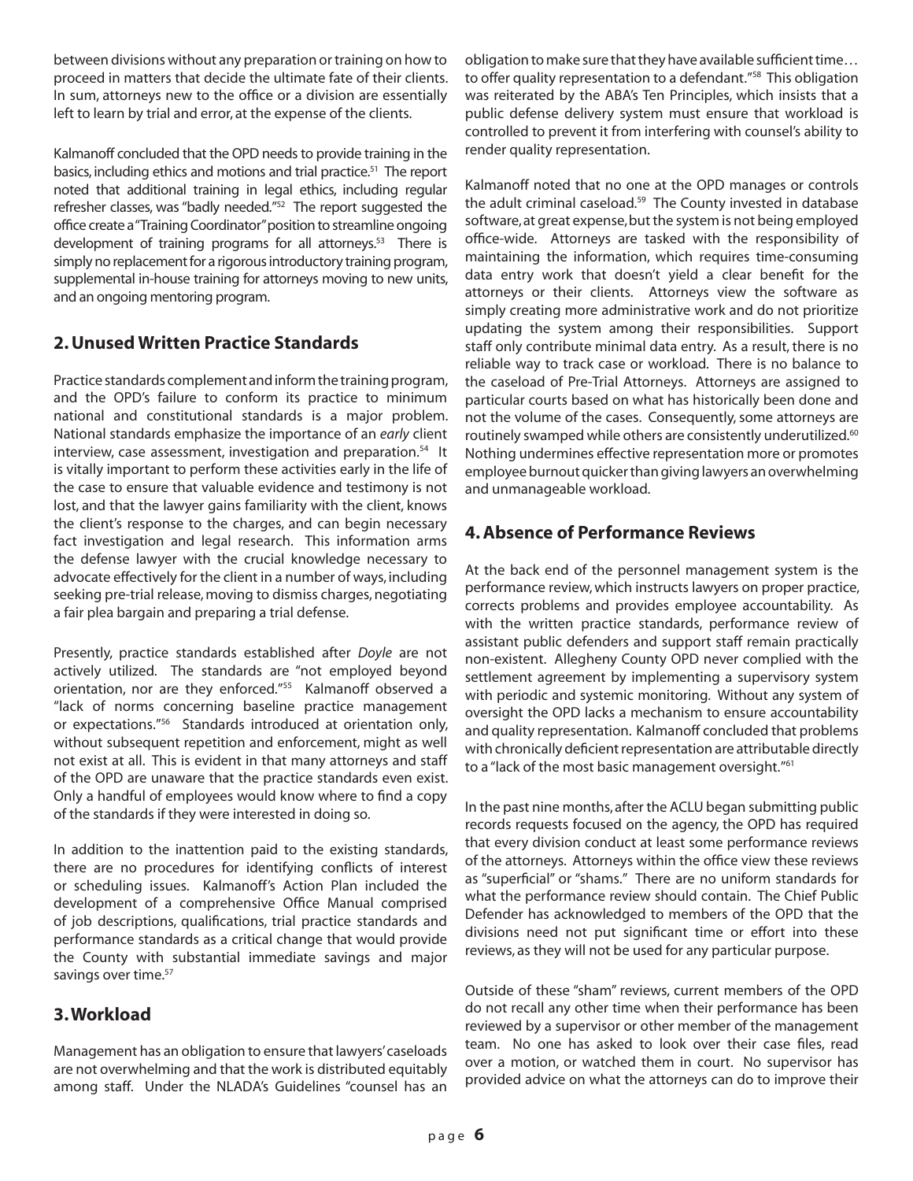between divisions without any preparation or training on how to proceed in matters that decide the ultimate fate of their clients. In sum, attorneys new to the office or a division are essentially left to learn by trial and error, at the expense of the clients.

Kalmanoff concluded that the OPD needs to provide training in the basics, including ethics and motions and trial practice.[51] The report noted that additional training in legal ethics, including regular refresher classes, was "badly needed."[52] The report suggested the office create a "Training Coordinator" position to streamline ongoing development of training programs for all attorneys.[53] There is simply no replacement for a rigorous introductory training program, supplemental in-house training for attorneys moving to new units, and an ongoing mentoring program.

## 2. Unused Written Practice Standards

Practice standards complement and inform the training program, and the OPD's failure to conform its practice to minimum national and constitutional standards is a major problem. National standards emphasize the importance of an *early* client interview, case assessment, investigation and preparation.[54] It is vitally important to perform these activities early in the life of the case to ensure that valuable evidence and testimony is not lost, and that the lawyer gains familiarity with the client, knows the client's response to the charges, and can begin necessary fact investigation and legal research. This information arms the defense lawyer with the crucial knowledge necessary to advocate effectively for the client in a number of ways, including seeking pre-trial release, moving to dismiss charges, negotiating a fair plea bargain and preparing a trial defense.

Presently, practice standards established after *Doyle* are not actively utilized. The standards are "not employed beyond orientation, nor are they enforced."[55] Kalmanoff observed a "lack of norms concerning baseline practice management or expectations."[56] Standards introduced at orientation only, without subsequent repetition and enforcement, might as well not exist at all. This is evident in that many attorneys and staff of the OPD are unaware that the practice standards even exist. Only a handful of employees would know where to find a copy of the standards if they were interested in doing so.

In addition to the inattention paid to the existing standards, there are no procedures for identifying conflicts of interest or scheduling issues. Kalmanoff's Action Plan included the development of a comprehensive Office Manual comprised of job descriptions, qualifications, trial practice standards and performance standards as a critical change that would provide the County with substantial immediate savings and major savings over time.[57]

## 3. Workload

Management has an obligation to ensure that lawyers' caseloads are not overwhelming and that the work is distributed equitably among staff. Under the NLADA's Guidelines "counsel has an obligation to make sure that they have available sufficient time… to offer quality representation to a defendant."[58] This obligation was reiterated by the ABA's Ten Principles, which insists that a public defense delivery system must ensure that workload is controlled to prevent it from interfering with counsel's ability to render quality representation.

Kalmanoff noted that no one at the OPD manages or controls the adult criminal caseload.[59] The County invested in database software, at great expense, but the system is not being employed office-wide. Attorneys are tasked with the responsibility of maintaining the information, which requires time-consuming data entry work that doesn't yield a clear benefit for the attorneys or their clients. Attorneys view the software as simply creating more administrative work and do not prioritize updating the system among their responsibilities. Support staff only contribute minimal data entry. As a result, there is no reliable way to track case or workload. There is no balance to the caseload of Pre-Trial Attorneys. Attorneys are assigned to particular courts based on what has historically been done and not the volume of the cases. Consequently, some attorneys are routinely swamped while others are consistently underutilized.[60] Nothing undermines effective representation more or promotes employee burnout quicker than giving lawyers an overwhelming and unmanageable workload.

## 4. Absence of Performance Reviews

At the back end of the personnel management system is the performance review, which instructs lawyers on proper practice, corrects problems and provides employee accountability. As with the written practice standards, performance review of assistant public defenders and support staff remain practically non-existent. Allegheny County OPD never complied with the settlement agreement by implementing a supervisory system with periodic and systemic monitoring. Without any system of oversight the OPD lacks a mechanism to ensure accountability and quality representation. Kalmanoff concluded that problems with chronically deficient representation are attributable directly to a "lack of the most basic management oversight."[61]

In the past nine months, after the ACLU began submitting public records requests focused on the agency, the OPD has required that every division conduct at least some performance reviews of the attorneys. Attorneys within the office view these reviews as "superficial" or "shams." There are no uniform standards for what the performance review should contain. The Chief Public Defender has acknowledged to members of the OPD that the divisions need not put significant time or effort into these reviews, as they will not be used for any particular purpose.

Outside of these "sham" reviews, current members of the OPD do not recall any other time when their performance has been reviewed by a supervisor or other member of the management team. No one has asked to look over their case files, read over a motion, or watched them in court. No supervisor has provided advice on what the attorneys can do to improve their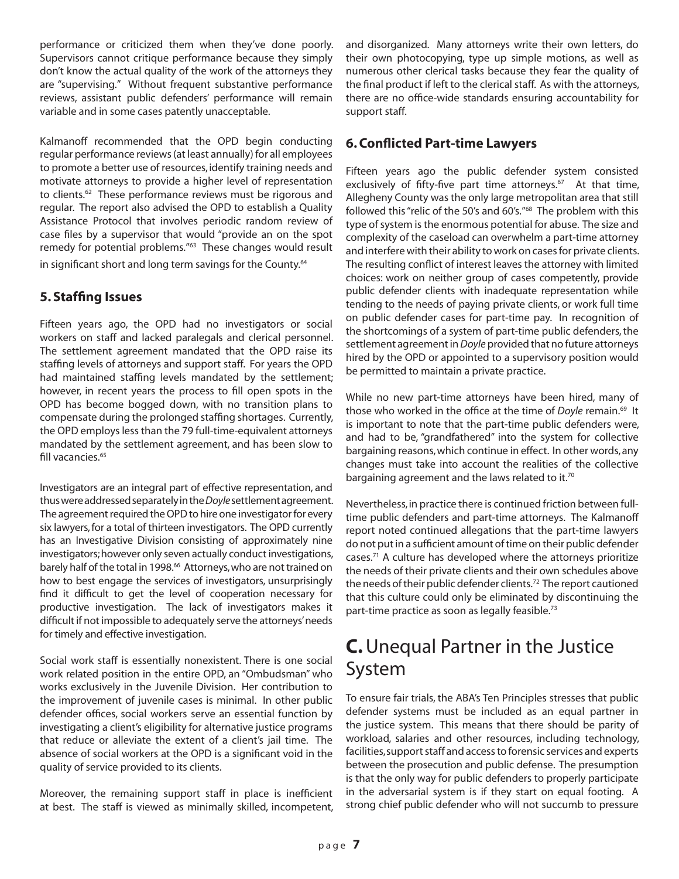performance or criticized them when they've done poorly. Supervisors cannot critique performance because they simply don't know the actual quality of the work of the attorneys they are "supervising." Without frequent substantive performance reviews, assistant public defenders' performance will remain variable and in some cases patently unacceptable.

Kalmanoff recommended that the OPD begin conducting regular performance reviews (at least annually) for all employees to promote a better use of resources, identify training needs and motivate attorneys to provide a higher level of representation to clients.[62] These performance reviews must be rigorous and regular. The report also advised the OPD to establish a Quality Assistance Protocol that involves periodic random review of case files by a supervisor that would "provide an on the spot remedy for potential problems."[63] These changes would result in significant short and long term savings for the County.[64]

### 5. Staffing Issues

Fifteen years ago, the OPD had no investigators or social workers on staff and lacked paralegals and clerical personnel. The settlement agreement mandated that the OPD raise its staffing levels of attorneys and support staff. For years the OPD had maintained staffing levels mandated by the settlement; however, in recent years the process to fill open spots in the OPD has become bogged down, with no transition plans to compensate during the prolonged staffing shortages. Currently, the OPD employs less than the 79 full-time-equivalent attorneys mandated by the settlement agreement, and has been slow to fill vacancies.[65]

Investigators are an integral part of effective representation, and thus were addressed separately in the *Doyle* settlement agreement. The agreement required the OPD to hire one investigator for every six lawyers, for a total of thirteen investigators. The OPD currently has an Investigative Division consisting of approximately nine investigators; however only seven actually conduct investigations, barely half of the total in 1998.[66] Attorneys, who are not trained on how to best engage the services of investigators, unsurprisingly find it difficult to get the level of cooperation necessary for productive investigation. The lack of investigators makes it difficult if not impossible to adequately serve the attorneys' needs for timely and effective investigation.

Social work staff is essentially nonexistent. There is one social work related position in the entire OPD, an "Ombudsman" who works exclusively in the Juvenile Division. Her contribution to the improvement of juvenile cases is minimal. In other public defender offices, social workers serve an essential function by investigating a client's eligibility for alternative justice programs that reduce or alleviate the extent of a client's jail time. The absence of social workers at the OPD is a significant void in the quality of service provided to its clients.

Moreover, the remaining support staff in place is inefficient at best. The staff is viewed as minimally skilled, incompetent, and disorganized. Many attorneys write their own letters, do their own photocopying, type up simple motions, as well as numerous other clerical tasks because they fear the quality of the final product if left to the clerical staff. As with the attorneys, there are no office-wide standards ensuring accountability for support staff.

### 6. Conflicted Part-time Lawyers

Fifteen years ago the public defender system consisted exclusively of fifty-five part time attorneys.[67] At that time, Allegheny County was the only large metropolitan area that still followed this "relic of the 50's and 60's."[68] The problem with this type of system is the enormous potential for abuse. The size and complexity of the caseload can overwhelm a part-time attorney and interfere with their ability to work on cases for private clients. The resulting conflict of interest leaves the attorney with limited choices: work on neither group of cases competently, provide public defender clients with inadequate representation while tending to the needs of paying private clients, or work full time on public defender cases for part-time pay. In recognition of the shortcomings of a system of part-time public defenders, the settlement agreement in *Doyle* provided that no future attorneys hired by the OPD or appointed to a supervisory position would be permitted to maintain a private practice.

While no new part-time attorneys have been hired, many of those who worked in the office at the time of *Doyle* remain.[69] It is important to note that the part-time public defenders were, and had to be, "grandfathered" into the system for collective bargaining reasons, which continue in effect. In other words, any changes must take into account the realities of the collective bargaining agreement and the laws related to it.[70]

Nevertheless, in practice there is continued friction between full-time public defenders and part-time attorneys. The Kalmanoff report noted continued allegations that the part-time lawyers do not put in a sufficient amount of time on their public defender cases.[71] A culture has developed where the attorneys prioritize the needs of their private clients and their own schedules above the needs of their public defender clients.[72] The report cautioned that this culture could only be eliminated by discontinuing the part-time practice as soon as legally feasible.[73]

## C. Unequal Partner in the Justice System

To ensure fair trials, the ABA's Ten Principles stresses that public defender systems must be included as an equal partner in the justice system. This means that there should be parity of workload, salaries and other resources, including technology, facilities, support staff and access to forensic services and experts between the prosecution and public defense. The presumption is that the only way for public defenders to properly participate in the adversarial system is if they start on equal footing. A strong chief public defender who will not succumb to pressure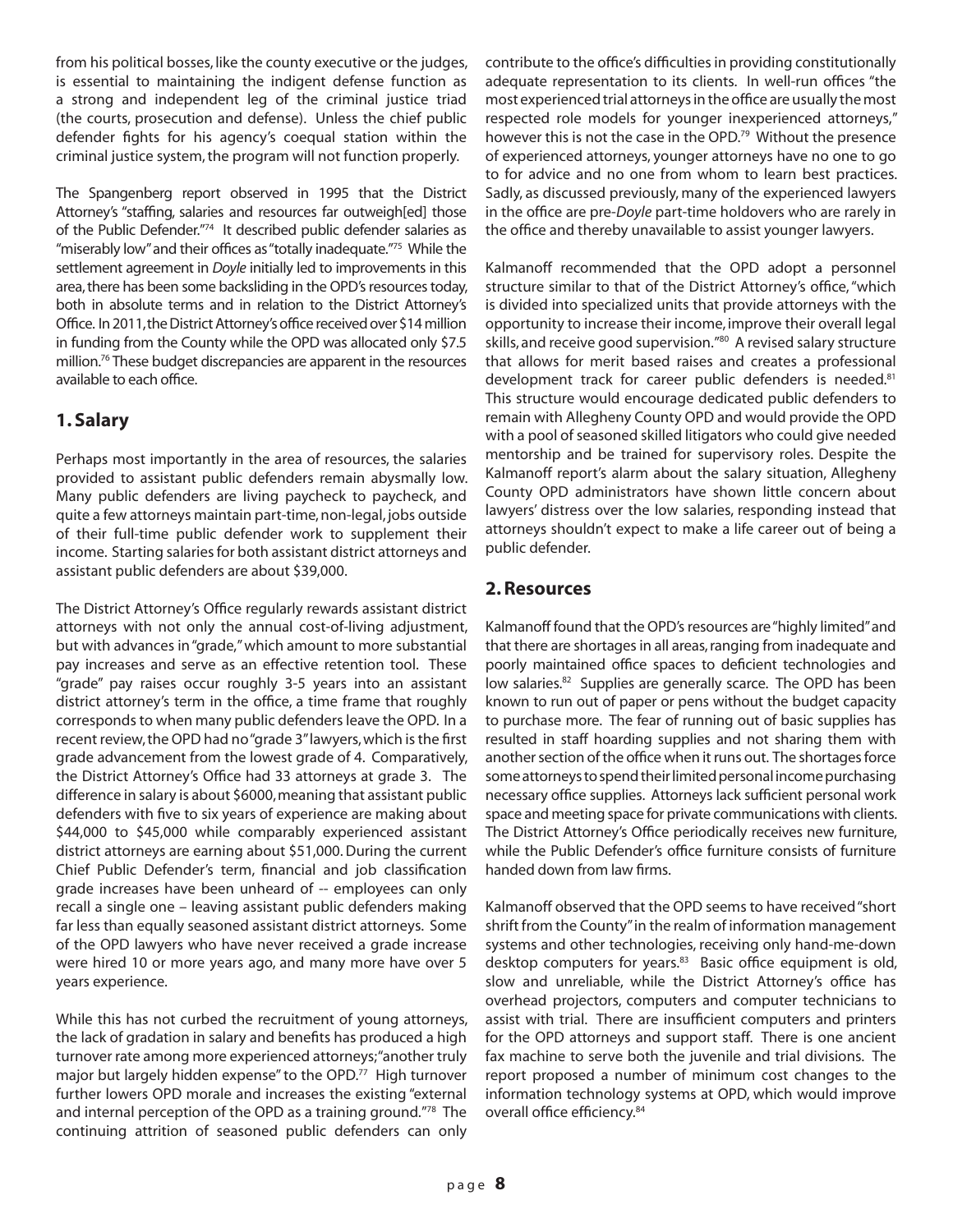from his political bosses, like the county executive or the judges, is essential to maintaining the indigent defense function as a strong and independent leg of the criminal justice triad (the courts, prosecution and defense). Unless the chief public defender fights for his agency's coequal station within the criminal justice system, the program will not function properly.

The Spangenberg report observed in 1995 that the District Attorney's "staffing, salaries and resources far outweigh[ed] those of the Public Defender."[74] It described public defender salaries as "miserably low" and their offices as "totally inadequate."[75] While the settlement agreement in *Doyle* initially led to improvements in this area, there has been some backsliding in the OPD's resources today, both in absolute terms and in relation to the District Attorney's Office. In 2011, the District Attorney's office received over $14 million in funding from the County while the OPD was allocated only $7.5 million.[76] These budget discrepancies are apparent in the resources available to each office.

## 1. Salary

Perhaps most importantly in the area of resources, the salaries provided to assistant public defenders remain abysmally low. Many public defenders are living paycheck to paycheck, and quite a few attorneys maintain part-time, non-legal, jobs outside of their full-time public defender work to supplement their income. Starting salaries for both assistant district attorneys and assistant public defenders are about $39,000.

The District Attorney's Office regularly rewards assistant district attorneys with not only the annual cost-of-living adjustment, but with advances in "grade," which amount to more substantial pay increases and serve as an effective retention tool. These "grade" pay raises occur roughly 3-5 years into an assistant district attorney's term in the office, a time frame that roughly corresponds to when many public defenders leave the OPD. In a recent review, the OPD had no "grade 3" lawyers, which is the first grade advancement from the lowest grade of 4. Comparatively, the District Attorney's Office had 33 attorneys at grade 3. The difference in salary is about $6000, meaning that assistant public defenders with five to six years of experience are making about $44,000 to $45,000 while comparably experienced assistant district attorneys are earning about $51,000. During the current Chief Public Defender's term, financial and job classification grade increases have been unheard of -- employees can only recall a single one – leaving assistant public defenders making far less than equally seasoned assistant district attorneys. Some of the OPD lawyers who have never received a grade increase were hired 10 or more years ago, and many more have over 5 years experience.

While this has not curbed the recruitment of young attorneys, the lack of gradation in salary and benefits has produced a high turnover rate among more experienced attorneys; "another truly major but largely hidden expense" to the OPD.[77] High turnover further lowers OPD morale and increases the existing "external and internal perception of the OPD as a training ground."[78] The continuing attrition of seasoned public defenders can only contribute to the office's difficulties in providing constitutionally adequate representation to its clients. In well-run offices "the most experienced trial attorneys in the office are usually the most respected role models for younger inexperienced attorneys," however this is not the case in the OPD.[79] Without the presence of experienced attorneys, younger attorneys have no one to go to for advice and no one from whom to learn best practices. Sadly, as discussed previously, many of the experienced lawyers in the office are pre-*Doyle* part-time holdovers who are rarely in the office and thereby unavailable to assist younger lawyers.

Kalmanoff recommended that the OPD adopt a personnel structure similar to that of the District Attorney's office, "which is divided into specialized units that provide attorneys with the opportunity to increase their income, improve their overall legal skills, and receive good supervision."[80] A revised salary structure that allows for merit based raises and creates a professional development track for career public defenders is needed.[81] This structure would encourage dedicated public defenders to remain with Allegheny County OPD and would provide the OPD with a pool of seasoned skilled litigators who could give needed mentorship and be trained for supervisory roles. Despite the Kalmanoff report's alarm about the salary situation, Allegheny County OPD administrators have shown little concern about lawyers' distress over the low salaries, responding instead that attorneys shouldn't expect to make a life career out of being a public defender.

## 2. Resources

Kalmanoff found that the OPD's resources are "highly limited" and that there are shortages in all areas, ranging from inadequate and poorly maintained office spaces to deficient technologies and low salaries.[82] Supplies are generally scarce. The OPD has been known to run out of paper or pens without the budget capacity to purchase more. The fear of running out of basic supplies has resulted in staff hoarding supplies and not sharing them with another section of the office when it runs out. The shortages force some attorneys to spend their limited personal income purchasing necessary office supplies. Attorneys lack sufficient personal work space and meeting space for private communications with clients. The District Attorney's Office periodically receives new furniture, while the Public Defender's office furniture consists of furniture handed down from law firms.

Kalmanoff observed that the OPD seems to have received "short shrift from the County" in the realm of information management systems and other technologies, receiving only hand-me-down desktop computers for years.[83] Basic office equipment is old, slow and unreliable, while the District Attorney's office has overhead projectors, computers and computer technicians to assist with trial. There are insufficient computers and printers for the OPD attorneys and support staff. There is one ancient fax machine to serve both the juvenile and trial divisions. The report proposed a number of minimum cost changes to the information technology systems at OPD, which would improve overall office efficiency.[84]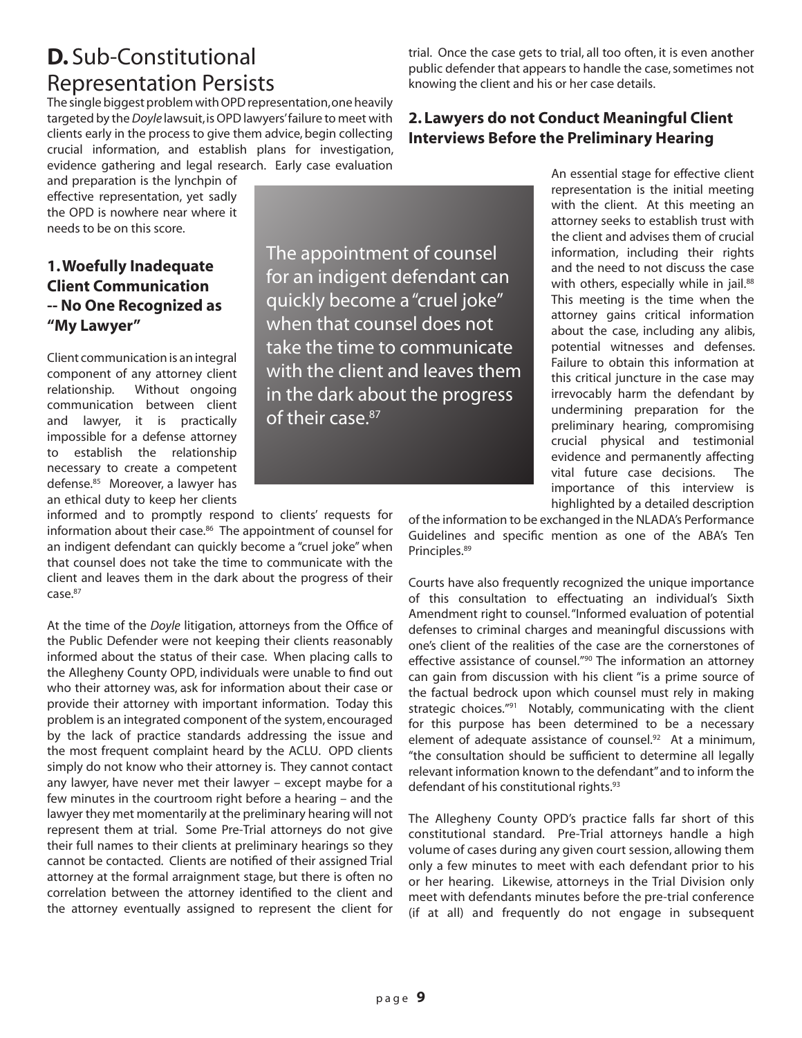## D. Sub-Constitutional Representation Persists

The single biggest problem with OPD representation, one heavily targeted by the *Doyle* lawsuit, is OPD lawyers' failure to meet with clients early in the process to give them advice, begin collecting crucial information, and establish plans for investigation, evidence gathering and legal research. Early case evaluation and preparation is the lynchpin of effective representation, yet sadly the OPD is nowhere near where it needs to be on this score.

### 1. Woefully Inadequate Client Communication -- No One Recognized as "My Lawyer"

Client communication is an integral component of any attorney client relationship. Without ongoing communication between client and lawyer, it is practically impossible for a defense attorney to establish the relationship necessary to create a competent defense.[85] Moreover, a lawyer has an ethical duty to keep her clients informed and to promptly respond to clients' requests for information about their case.[86] The appointment of counsel for an indigent defendant can quickly become a "cruel joke" when that counsel does not take the time to communicate with the client and leaves them in the dark about the progress of their case.[87]

> The appointment of counsel for an indigent defendant can quickly become a "cruel joke" when that counsel does not take the time to communicate with the client and leaves them in the dark about the progress of their case.[87]

At the time of the *Doyle* litigation, attorneys from the Office of the Public Defender were not keeping their clients reasonably informed about the status of their case. When placing calls to the Allegheny County OPD, individuals were unable to find out who their attorney was, ask for information about their case or provide their attorney with important information. Today this problem is an integrated component of the system, encouraged by the lack of practice standards addressing the issue and the most frequent complaint heard by the ACLU. OPD clients simply do not know who their attorney is. They cannot contact any lawyer, have never met their lawyer – except maybe for a few minutes in the courtroom right before a hearing – and the lawyer they met momentarily at the preliminary hearing will not represent them at trial. Some Pre-Trial attorneys do not give their full names to their clients at preliminary hearings so they cannot be contacted. Clients are notified of their assigned Trial attorney at the formal arraignment stage, but there is often no correlation between the attorney identified to the client and the attorney eventually assigned to represent the client for trial. Once the case gets to trial, all too often, it is even another public defender that appears to handle the case, sometimes not knowing the client and his or her case details.

### 2. Lawyers do not Conduct Meaningful Client Interviews Before the Preliminary Hearing

An essential stage for effective client representation is the initial meeting with the client. At this meeting an attorney seeks to establish trust with the client and advises them of crucial information, including their rights and the need to not discuss the case with others, especially while in jail.[88] This meeting is the time when the attorney gains critical information about the case, including any alibis, potential witnesses and defenses. Failure to obtain this information at this critical juncture in the case may irrevocably harm the defendant by undermining preparation for the preliminary hearing, compromising crucial physical and testimonial evidence and permanently affecting vital future case decisions. The importance of this interview is highlighted by a detailed description of the information to be exchanged in the NLADA's Performance Guidelines and specific mention as one of the ABA's Ten Principles.[89]

Courts have also frequently recognized the unique importance of this consultation to effectuating an individual's Sixth Amendment right to counsel. "Informed evaluation of potential defenses to criminal charges and meaningful discussions with one's client of the realities of the case are the cornerstones of effective assistance of counsel."[90] The information an attorney can gain from discussion with his client "is a prime source of the factual bedrock upon which counsel must rely in making strategic choices."[91] Notably, communicating with the client for this purpose has been determined to be a necessary element of adequate assistance of counsel.[92] At a minimum, "the consultation should be sufficient to determine all legally relevant information known to the defendant" and to inform the defendant of his constitutional rights.[93]

The Allegheny County OPD's practice falls far short of this constitutional standard. Pre-Trial attorneys handle a high volume of cases during any given court session, allowing them only a few minutes to meet with each defendant prior to his or her hearing. Likewise, attorneys in the Trial Division only meet with defendants minutes before the pre-trial conference (if at all) and frequently do not engage in subsequent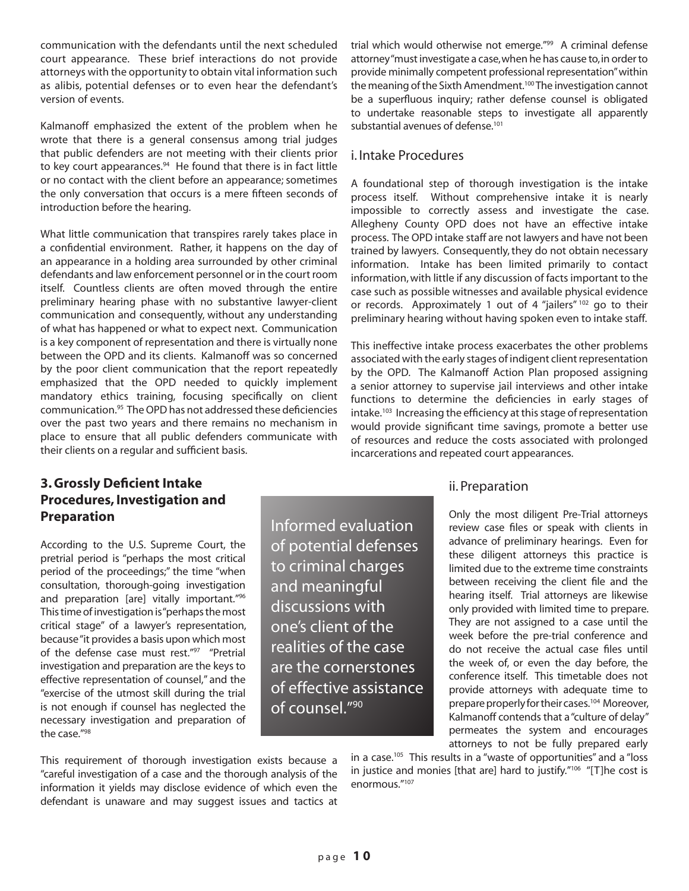communication with the defendants until the next scheduled court appearance. These brief interactions do not provide attorneys with the opportunity to obtain vital information such as alibis, potential defenses or to even hear the defendant's version of events.

Kalmanoff emphasized the extent of the problem when he wrote that there is a general consensus among trial judges that public defenders are not meeting with their clients prior to key court appearances.[94] He found that there is in fact little or no contact with the client before an appearance; sometimes the only conversation that occurs is a mere fifteen seconds of introduction before the hearing.

What little communication that transpires rarely takes place in a confidential environment. Rather, it happens on the day of an appearance in a holding area surrounded by other criminal defendants and law enforcement personnel or in the court room itself. Countless clients are often moved through the entire preliminary hearing phase with no substantive lawyer-client communication and consequently, without any understanding of what has happened or what to expect next. Communication is a key component of representation and there is virtually none between the OPD and its clients. Kalmanoff was so concerned by the poor client communication that the report repeatedly emphasized that the OPD needed to quickly implement mandatory ethics training, focusing specifically on client communication.[95] The OPD has not addressed these deficiencies over the past two years and there remains no mechanism in place to ensure that all public defenders communicate with their clients on a regular and sufficient basis.

## 3. Grossly Deficient Intake Procedures, Investigation and Preparation

According to the U.S. Supreme Court, the pretrial period is "perhaps the most critical period of the proceedings;" the time "when consultation, thorough-going investigation and preparation [are] vitally important."[96] This time of investigation is "perhaps the most critical stage" of a lawyer's representation, because "it provides a basis upon which most of the defense case must rest."[97] "Pretrial investigation and preparation are the keys to effective representation of counsel," and the "exercise of the utmost skill during the trial is not enough if counsel has neglected the necessary investigation and preparation of the case."[98]

> Informed evaluation of potential defenses to criminal charges and meaningful discussions with one's client of the realities of the case are the cornerstones of effective assistance of counsel."[90]

This requirement of thorough investigation exists because a "careful investigation of a case and the thorough analysis of the information it yields may disclose evidence of which even the defendant is unaware and may suggest issues and tactics at trial which would otherwise not emerge."[99] A criminal defense attorney "must investigate a case, when he has cause to, in order to provide minimally competent professional representation" within the meaning of the Sixth Amendment.[100] The investigation cannot be a superfluous inquiry; rather defense counsel is obligated to undertake reasonable steps to investigate all apparently substantial avenues of defense.[101]

### i. Intake Procedures

A foundational step of thorough investigation is the intake process itself. Without comprehensive intake it is nearly impossible to correctly assess and investigate the case. Allegheny County OPD does not have an effective intake process. The OPD intake staff are not lawyers and have not been trained by lawyers. Consequently, they do not obtain necessary information. Intake has been limited primarily to contact information, with little if any discussion of facts important to the case such as possible witnesses and available physical evidence or records. Approximately 1 out of 4 "jailers"[102] go to their preliminary hearing without having spoken even to intake staff.

This ineffective intake process exacerbates the other problems associated with the early stages of indigent client representation by the OPD. The Kalmanoff Action Plan proposed assigning a senior attorney to supervise jail interviews and other intake functions to determine the deficiencies in early stages of intake.[103] Increasing the efficiency at this stage of representation would provide significant time savings, promote a better use of resources and reduce the costs associated with prolonged incarcerations and repeated court appearances.

### ii. Preparation

Only the most diligent Pre-Trial attorneys review case files or speak with clients in advance of preliminary hearings. Even for these diligent attorneys this practice is limited due to the extreme time constraints between receiving the client file and the hearing itself. Trial attorneys are likewise only provided with limited time to prepare. They are not assigned to a case until the week before the pre-trial conference and do not receive the actual case files until the week of, or even the day before, the conference itself. This timetable does not provide attorneys with adequate time to prepare properly for their cases.[104] Moreover, Kalmanoff contends that a "culture of delay" permeates the system and encourages attorneys to not be fully prepared early in a case.[105] This results in a "waste of opportunities" and a "loss in justice and monies [that are] hard to justify."[106] "[T]he cost is enormous."[107]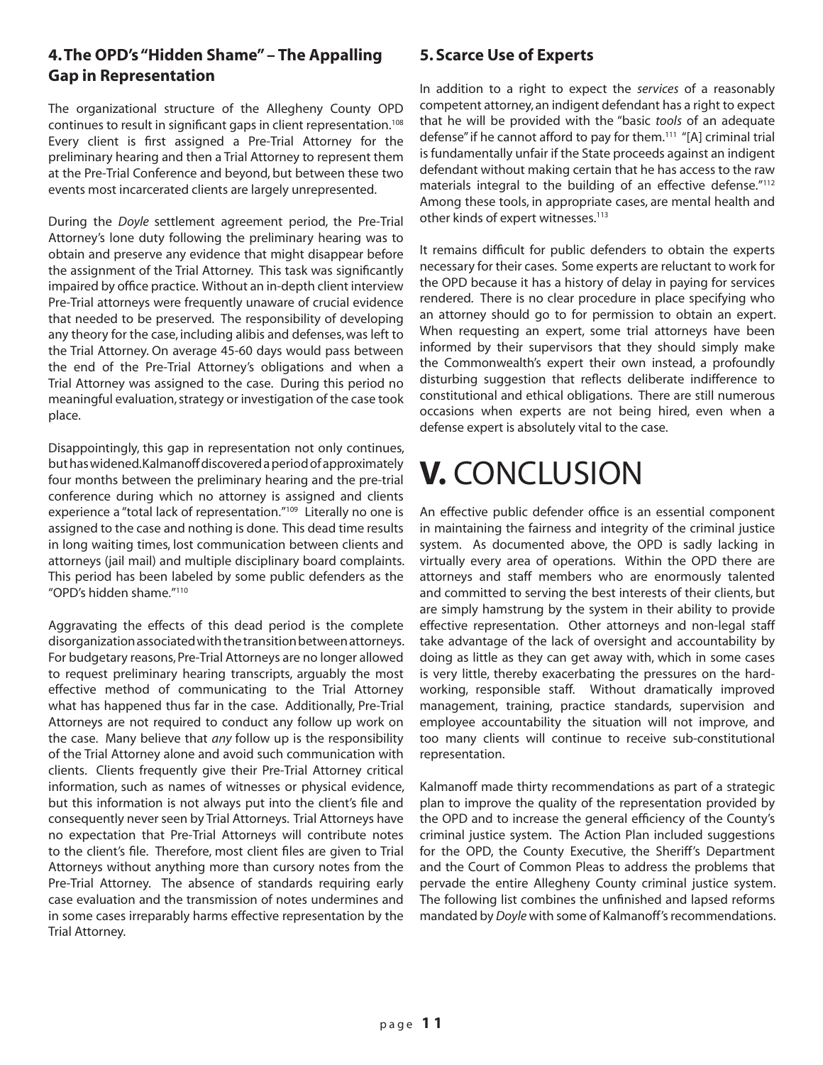### 4. The OPD's "Hidden Shame" – The Appalling Gap in Representation

The organizational structure of the Allegheny County OPD continues to result in significant gaps in client representation.[108] Every client is first assigned a Pre-Trial Attorney for the preliminary hearing and then a Trial Attorney to represent them at the Pre-Trial Conference and beyond, but between these two events most incarcerated clients are largely unrepresented.

During the *Doyle* settlement agreement period, the Pre-Trial Attorney's lone duty following the preliminary hearing was to obtain and preserve any evidence that might disappear before the assignment of the Trial Attorney. This task was significantly impaired by office practice. Without an in-depth client interview Pre-Trial attorneys were frequently unaware of crucial evidence that needed to be preserved. The responsibility of developing any theory for the case, including alibis and defenses, was left to the Trial Attorney. On average 45-60 days would pass between the end of the Pre-Trial Attorney's obligations and when a Trial Attorney was assigned to the case. During this period no meaningful evaluation, strategy or investigation of the case took place.

Disappointingly, this gap in representation not only continues, but has widened. Kalmanoff discovered a period of approximately four months between the preliminary hearing and the pre-trial conference during which no attorney is assigned and clients experience a "total lack of representation."[109] Literally no one is assigned to the case and nothing is done. This dead time results in long waiting times, lost communication between clients and attorneys (jail mail) and multiple disciplinary board complaints. This period has been labeled by some public defenders as the "OPD's hidden shame."[110]

Aggravating the effects of this dead period is the complete disorganization associated with the transition between attorneys. For budgetary reasons, Pre-Trial Attorneys are no longer allowed to request preliminary hearing transcripts, arguably the most effective method of communicating to the Trial Attorney what has happened thus far in the case. Additionally, Pre-Trial Attorneys are not required to conduct any follow up work on the case. Many believe that *any* follow up is the responsibility of the Trial Attorney alone and avoid such communication with clients. Clients frequently give their Pre-Trial Attorney critical information, such as names of witnesses or physical evidence, but this information is not always put into the client's file and consequently never seen by Trial Attorneys. Trial Attorneys have no expectation that Pre-Trial Attorneys will contribute notes to the client's file. Therefore, most client files are given to Trial Attorneys without anything more than cursory notes from the Pre-Trial Attorney. The absence of standards requiring early case evaluation and the transmission of notes undermines and in some cases irreparably harms effective representation by the Trial Attorney.

### 5. Scarce Use of Experts

In addition to a right to expect the *services* of a reasonably competent attorney, an indigent defendant has a right to expect that he will be provided with the "basic *tools* of an adequate defense" if he cannot afford to pay for them.[111] "[A] criminal trial is fundamentally unfair if the State proceeds against an indigent defendant without making certain that he has access to the raw materials integral to the building of an effective defense."[112] Among these tools, in appropriate cases, are mental health and other kinds of expert witnesses.[113]

It remains difficult for public defenders to obtain the experts necessary for their cases. Some experts are reluctant to work for the OPD because it has a history of delay in paying for services rendered. There is no clear procedure in place specifying who an attorney should go to for permission to obtain an expert. When requesting an expert, some trial attorneys have been informed by their supervisors that they should simply make the Commonwealth's expert their own instead, a profoundly disturbing suggestion that reflects deliberate indifference to constitutional and ethical obligations. There are still numerous occasions when experts are not being hired, even when a defense expert is absolutely vital to the case.

# V. CONCLUSION

An effective public defender office is an essential component in maintaining the fairness and integrity of the criminal justice system. As documented above, the OPD is sadly lacking in virtually every area of operations. Within the OPD there are attorneys and staff members who are enormously talented and committed to serving the best interests of their clients, but are simply hamstrung by the system in their ability to provide effective representation. Other attorneys and non-legal staff take advantage of the lack of oversight and accountability by doing as little as they can get away with, which in some cases is very little, thereby exacerbating the pressures on the hard-working, responsible staff. Without dramatically improved management, training, practice standards, supervision and employee accountability the situation will not improve, and too many clients will continue to receive sub-constitutional representation.

Kalmanoff made thirty recommendations as part of a strategic plan to improve the quality of the representation provided by the OPD and to increase the general efficiency of the County's criminal justice system. The Action Plan included suggestions for the OPD, the County Executive, the Sheriff's Department and the Court of Common Pleas to address the problems that pervade the entire Allegheny County criminal justice system. The following list combines the unfinished and lapsed reforms mandated by *Doyle* with some of Kalmanoff's recommendations.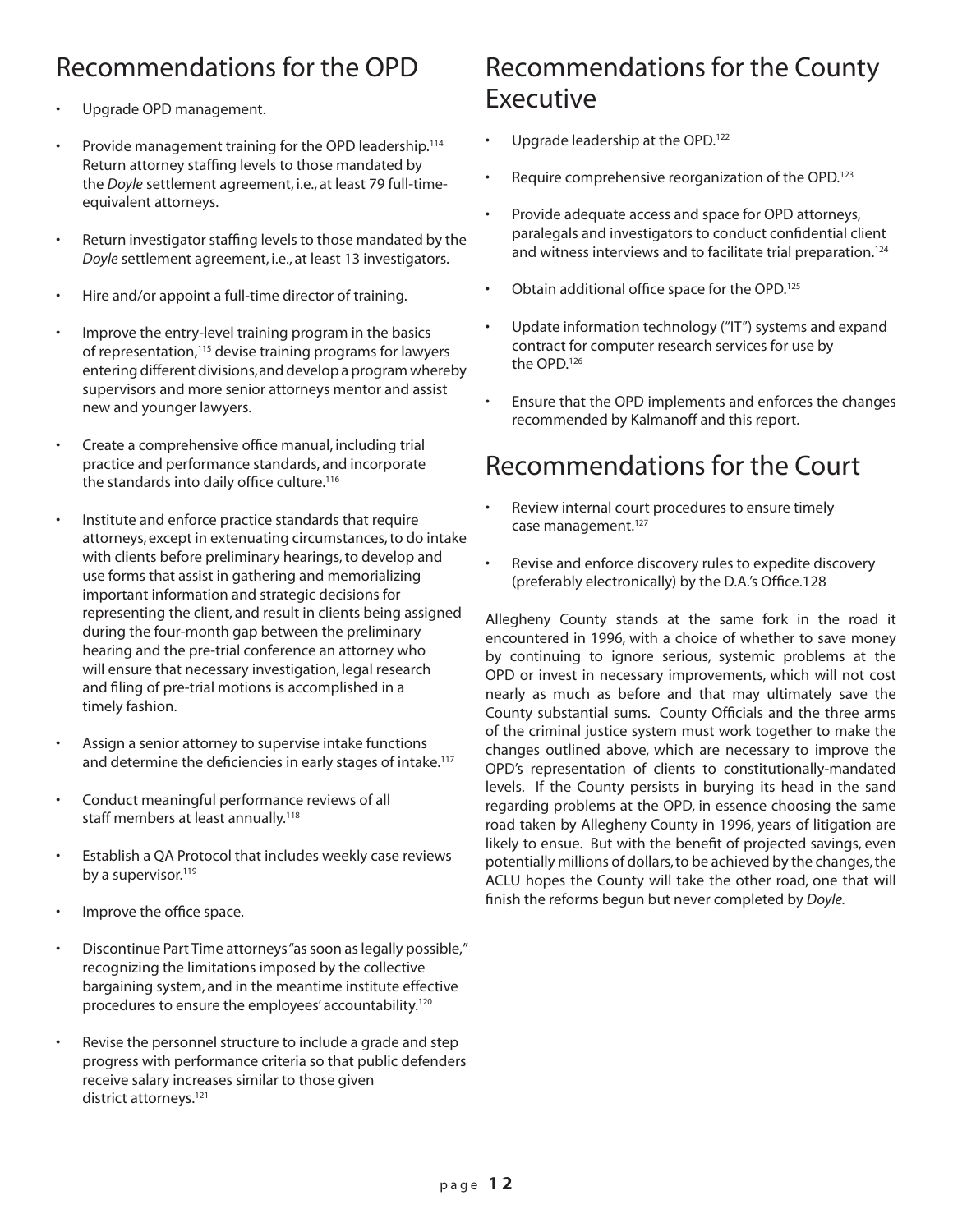## Recommendations for the OPD

- Upgrade OPD management.
- Provide management training for the OPD leadership.[114] Return attorney staffing levels to those mandated by the *Doyle* settlement agreement, i.e., at least 79 full-time-equivalent attorneys.
- Return investigator staffing levels to those mandated by the *Doyle* settlement agreement, i.e., at least 13 investigators.
- Hire and/or appoint a full-time director of training.
- Improve the entry-level training program in the basics of representation,[115] devise training programs for lawyers entering different divisions, and develop a program whereby supervisors and more senior attorneys mentor and assist new and younger lawyers.
- Create a comprehensive office manual, including trial practice and performance standards, and incorporate the standards into daily office culture.[116]
- Institute and enforce practice standards that require attorneys, except in extenuating circumstances, to do intake with clients before preliminary hearings, to develop and use forms that assist in gathering and memorializing important information and strategic decisions for representing the client, and result in clients being assigned during the four-month gap between the preliminary hearing and the pre-trial conference an attorney who will ensure that necessary investigation, legal research and filing of pre-trial motions is accomplished in a timely fashion.
- Assign a senior attorney to supervise intake functions and determine the deficiencies in early stages of intake.[117]
- Conduct meaningful performance reviews of all staff members at least annually.[118]
- Establish a QA Protocol that includes weekly case reviews by a supervisor.[119]
- Improve the office space.
- Discontinue Part Time attorneys "as soon as legally possible," recognizing the limitations imposed by the collective bargaining system, and in the meantime institute effective procedures to ensure the employees' accountability.[120]
- Revise the personnel structure to include a grade and step progress with performance criteria so that public defenders receive salary increases similar to those given district attorneys.[121]

## Recommendations for the County Executive

- Upgrade leadership at the OPD.[122]
- Require comprehensive reorganization of the OPD.[123]
- Provide adequate access and space for OPD attorneys, paralegals and investigators to conduct confidential client and witness interviews and to facilitate trial preparation.[124]
- Obtain additional office space for the OPD.[125]
- Update information technology ("IT") systems and expand contract for computer research services for use by the OPD.[126]
- Ensure that the OPD implements and enforces the changes recommended by Kalmanoff and this report.

## Recommendations for the Court

- Review internal court procedures to ensure timely case management.[127]
- Revise and enforce discovery rules to expedite discovery (preferably electronically) by the D.A.'s Office.128

Allegheny County stands at the same fork in the road it encountered in 1996, with a choice of whether to save money by continuing to ignore serious, systemic problems at the OPD or invest in necessary improvements, which will not cost nearly as much as before and that may ultimately save the County substantial sums. County Officials and the three arms of the criminal justice system must work together to make the changes outlined above, which are necessary to improve the OPD's representation of clients to constitutionally-mandated levels. If the County persists in burying its head in the sand regarding problems at the OPD, in essence choosing the same road taken by Allegheny County in 1996, years of litigation are likely to ensue. But with the benefit of projected savings, even potentially millions of dollars, to be achieved by the changes, the ACLU hopes the County will take the other road, one that will finish the reforms begun but never completed by *Doyle*.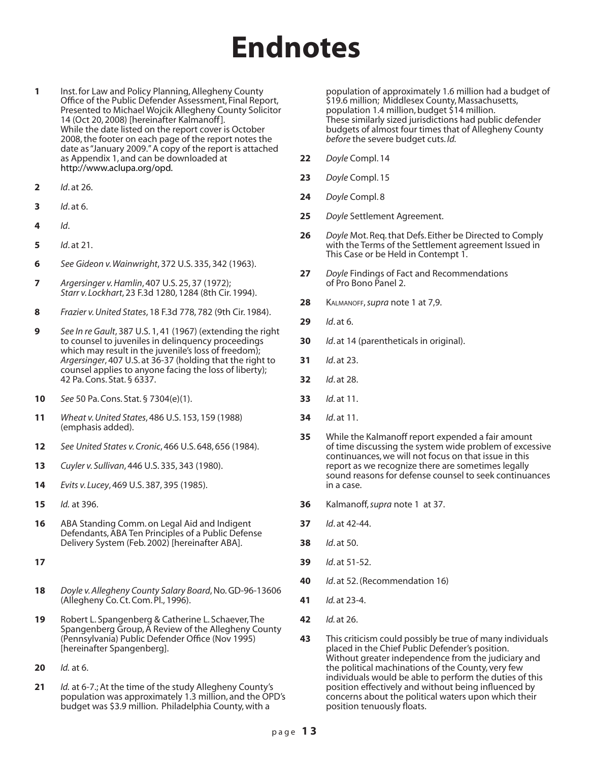# Endnotes

1. Inst. for Law and Policy Planning, Allegheny County Office of the Public Defender Assessment, Final Report, Presented to Michael Wojcik Allegheny County Solicitor 14 (Oct 20, 2008) [hereinafter Kalmanoff]. While the date listed on the report cover is October 2008, the footer on each page of the report notes the date as "January 2009." A copy of the report is attached as Appendix 1, and can be downloaded at http://www.aclupa.org/opd.

2. *Id*. at 26.

3. *Id*. at 6.

4. *Id*.

5. *Id*. at 21.

6. *See Gideon v. Wainwright*, 372 U.S. 335, 342 (1963).

7. *Argersinger v. Hamlin*, 407 U.S. 25, 37 (1972); *Starr v. Lockhart*, 23 F.3d 1280, 1284 (8th Cir. 1994).

8. *Frazier v. United States*, 18 F.3d 778, 782 (9th Cir. 1984).

9. *See In re Gault*, 387 U.S. 1, 41 (1967) (extending the right to counsel to juveniles in delinquency proceedings which may result in the juvenile's loss of freedom); *Argersinger*, 407 U.S. at 36-37 (holding that the right to counsel applies to anyone facing the loss of liberty); 42 Pa. Cons. Stat. § 6337.

10. *See* 50 Pa. Cons. Stat. § 7304(e)(1).

11. *Wheat v. United States*, 486 U.S. 153, 159 (1988) (emphasis added).

12. *See United States v. Cronic*, 466 U.S. 648, 656 (1984).

13. *Cuyler v. Sullivan*, 446 U.S. 335, 343 (1980).

14. *Evits v. Lucey*, 469 U.S. 387, 395 (1985).

15. *Id.* at 396.

16. ABA Standing Comm. on Legal Aid and Indigent Defendants, ABA Ten Principles of a Public Defense Delivery System (Feb. 2002) [hereinafter ABA].

17. 

18. *Doyle v. Allegheny County Salary Board*, No. GD-96-13606 (Allegheny Co. Ct. Com. Pl., 1996).

19. Robert L. Spangenberg & Catherine L. Schaever, The Spangenberg Group, A Review of the Allegheny County (Pennsylvania) Public Defender Office (Nov 1995) [hereinafter Spangenberg].

20. *Id.* at 6.

21. *Id.* at 6-7.; At the time of the study Allegheny County's population was approximately 1.3 million, and the OPD's budget was $3.9 million. Philadelphia County, with a population of approximately 1.6 million had a budget of $19.6 million; Middlesex County, Massachusetts, population 1.4 million, budget $14 million. These similarly sized jurisdictions had public defender budgets of almost four times that of Allegheny County *before* the severe budget cuts. *Id.*

22. *Doyle* Compl. 14

23. *Doyle* Compl. 15

24. *Doyle* Compl. 8

25. *Doyle* Settlement Agreement.

26. *Doyle* Mot. Req. that Defs. Either be Directed to Comply with the Terms of the Settlement agreement Issued in This Case or be Held in Contempt 1.

27. *Doyle* Findings of Fact and Recommendations of Pro Bono Panel 2.

28. Kalmanoff, *supra* note 1 at 7,9.

29. *Id*. at 6.

30. *Id*. at 14 (parentheticals in original).

31. *Id*. at 23.

32. *Id*. at 28.

33. *Id*. at 11.

34. *Id*. at 11.

35. While the Kalmanoff report expended a fair amount of time discussing the system wide problem of excessive continuances, we will not focus on that issue in this report as we recognize there are sometimes legally sound reasons for defense counsel to seek continuances in a case.

36. Kalmanoff, *supra* note 1 at 37.

37. *Id*. at 42-44.

38. *Id*. at 50.

39. *Id*. at 51-52.

40. *Id*. at 52. (Recommendation 16)

41. *Id.* at 23-4.

42. *Id.* at 26.

43. This criticism could possibly be true of many individuals placed in the Chief Public Defender's position. Without greater independence from the judiciary and the political machinations of the County, very few individuals would be able to perform the duties of this position effectively and without being influenced by concerns about the political waters upon which their position tenuously floats.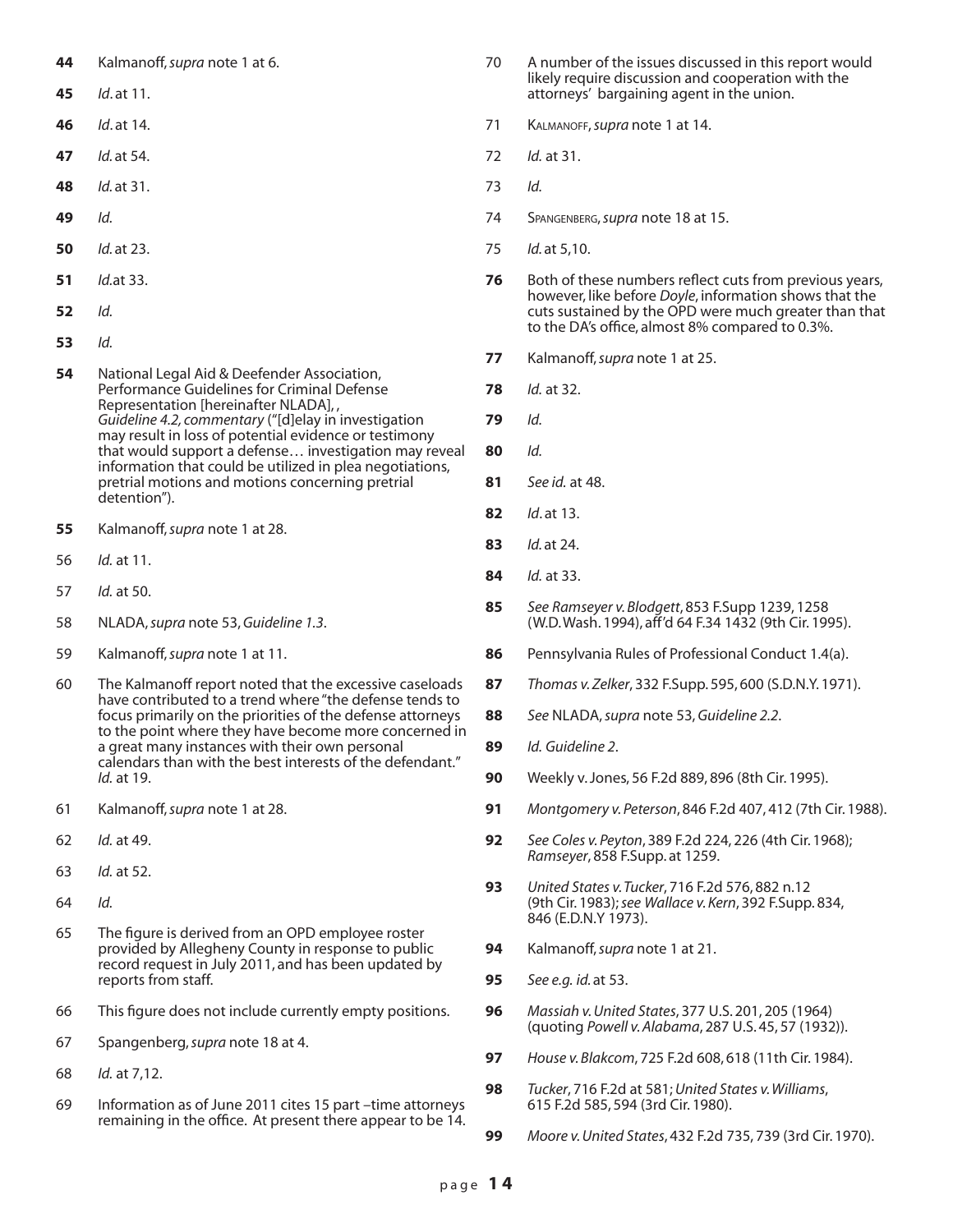44 Kalmanoff, *supra* note 1 at 6.

45 *Id*. at 11.

46 *Id*. at 14.

47 *Id*. at 54.

48 *Id*. at 31.

49 *Id*.

50 *Id*. at 23.

51 *Id*.at 33.

52 *Id*.

53 *Id*.

54 National Legal Aid & Deefender Association, Performance Guidelines for Criminal Defense Representation [hereinafter NLADA], , *Guideline 4.2, commentary* ("[d]elay in investigation may result in loss of potential evidence or testimony that would support a defense… investigation may reveal information that could be utilized in plea negotiations, pretrial motions and motions concerning pretrial detention").

55 Kalmanoff, *supra* note 1 at 28.

56 *Id.* at 11.

57 *Id.* at 50.

58 NLADA, *supra* note 53, *Guideline 1.3*.

59 Kalmanoff, *supra* note 1 at 11.

60 The Kalmanoff report noted that the excessive caseloads have contributed to a trend where "the defense tends to focus primarily on the priorities of the defense attorneys to the point where they have become more concerned in a great many instances with their own personal calendars than with the best interests of the defendant." *Id.* at 19.

61 Kalmanoff, *supra* note 1 at 28.

62 *Id.* at 49.

63 *Id.* at 52.

64 *Id.*

65 The figure is derived from an OPD employee roster provided by Allegheny County in response to public record request in July 2011, and has been updated by reports from staff.

66 This figure does not include currently empty positions.

67 Spangenberg, *supra* note 18 at 4.

68 *Id.* at 7,12.

69 Information as of June 2011 cites 15 part –time attorneys remaining in the office. At present there appear to be 14.

70 A number of the issues discussed in this report would likely require discussion and cooperation with the attorneys' bargaining agent in the union.

71 Kalmanoff, *supra* note 1 at 14.

72 *Id.* at 31.

73 *Id.*

74 Spangenberg, *supra* note 18 at 15.

75 *Id.* at 5,10.

76 Both of these numbers reflect cuts from previous years, however, like before *Doyle*, information shows that the cuts sustained by the OPD were much greater than that to the DA's office, almost 8% compared to 0.3%.

77 Kalmanoff, *supra* note 1 at 25.

78 *Id.* at 32.

79 *Id.*

80 *Id.*

81 *See id.* at 48.

82 *Id*. at 13.

83 *Id.* at 24.

84 *Id.* at 33.

85 *See Ramseyer v. Blodgett*, 853 F.Supp 1239, 1258 (W.D. Wash. 1994), aff'd 64 F.34 1432 (9th Cir. 1995).

86 Pennsylvania Rules of Professional Conduct 1.4(a).

87 *Thomas v. Zelker*, 332 F.Supp. 595, 600 (S.D.N.Y. 1971).

88 *See* NLADA, *supra* note 53, *Guideline 2.2*.

89 *Id. Guideline 2*.

90 Weekly v. Jones, 56 F.2d 889, 896 (8th Cir. 1995).

91 *Montgomery v. Peterson*, 846 F.2d 407, 412 (7th Cir. 1988).

92 *See Coles v. Peyton*, 389 F.2d 224, 226 (4th Cir. 1968); *Ramseyer*, 858 F.Supp. at 1259.

93 *United States v. Tucker*, 716 F.2d 576, 882 n.12 (9th Cir. 1983); *see Wallace v. Kern*, 392 F.Supp. 834, 846 (E.D.N.Y 1973).

94 Kalmanoff, *supra* note 1 at 21.

95 *See e.g. id.* at 53.

96 *Massiah v. United States*, 377 U.S. 201, 205 (1964) (quoting *Powell v. Alabama*, 287 U.S. 45, 57 (1932)).

97 *House v. Blakcom*, 725 F.2d 608, 618 (11th Cir. 1984).

98 *Tucker*, 716 F.2d at 581; *United States v. Williams*, 615 F.2d 585, 594 (3rd Cir. 1980).

99 *Moore v. United States*, 432 F.2d 735, 739 (3rd Cir. 1970).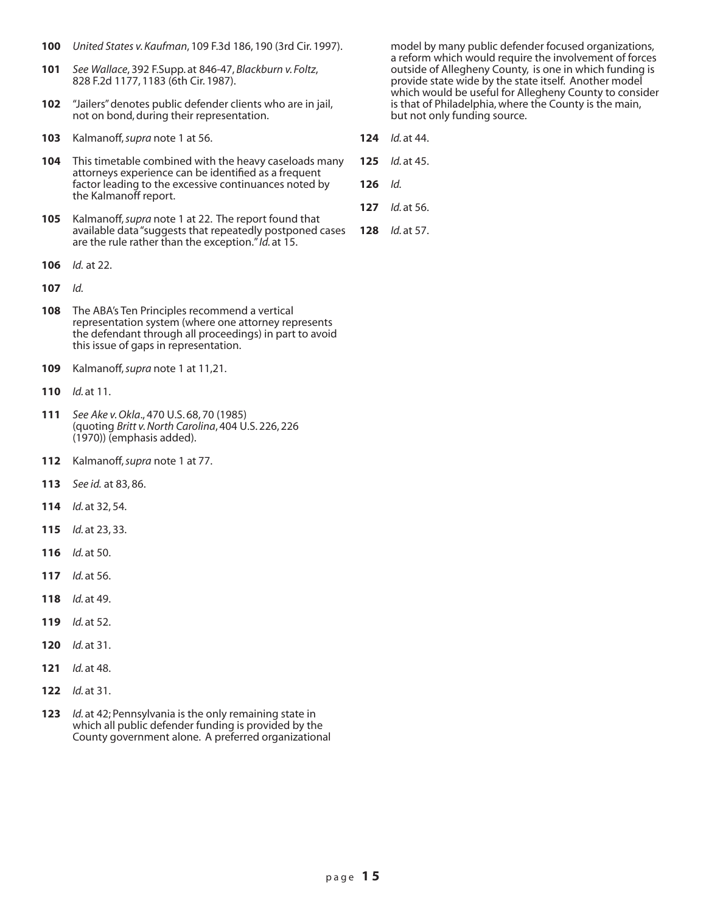**100** *United States v. Kaufman*, 109 F.3d 186, 190 (3rd Cir. 1997).

**101** *See Wallace*, 392 F.Supp. at 846-47, *Blackburn v. Foltz*, 828 F.2d 1177, 1183 (6th Cir. 1987).

**102** "Jailers" denotes public defender clients who are in jail, not on bond, during their representation.

**103** Kalmanoff, *supra* note 1 at 56.

**104** This timetable combined with the heavy caseloads many attorneys experience can be identified as a frequent factor leading to the excessive continuances noted by the Kalmanoff report.

**105** Kalmanoff, *supra* note 1 at 22. The report found that available data "suggests that repeatedly postponed cases are the rule rather than the exception." *Id.* at 15.

**106** *Id.* at 22.

**107** *Id.*

**108** The ABA's Ten Principles recommend a vertical representation system (where one attorney represents the defendant through all proceedings) in part to avoid this issue of gaps in representation.

**109** Kalmanoff, *supra* note 1 at 11,21.

**110** *Id.* at 11.

**111** *See Ake v. Okla*., 470 U.S. 68, 70 (1985) (quoting *Britt v. North Carolina*, 404 U.S. 226, 226 (1970)) (emphasis added).

**112** Kalmanoff, *supra* note 1 at 77.

**113** *See id.* at 83, 86.

**114** *Id.* at 32, 54.

**115** *Id.* at 23, 33.

**116** *Id.* at 50.

**117** *Id.* at 56.

**118** *Id.* at 49.

**119** *Id.* at 52.

**120** *Id.* at 31.

**121** *Id.* at 48.

**122** *Id.* at 31.

**123** *Id.* at 42; Pennsylvania is the only remaining state in which all public defender funding is provided by the County government alone. A preferred organizational model by many public defender focused organizations, a reform which would require the involvement of forces outside of Allegheny County, is one in which funding is provide state wide by the state itself. Another model which would be useful for Allegheny County to consider is that of Philadelphia, where the County is the main, but not only funding source.

**124** *Id.* at 44.

**125** *Id.* at 45.

**126** *Id.*

**127** *Id.* at 56.

**128** *Id.* at 57.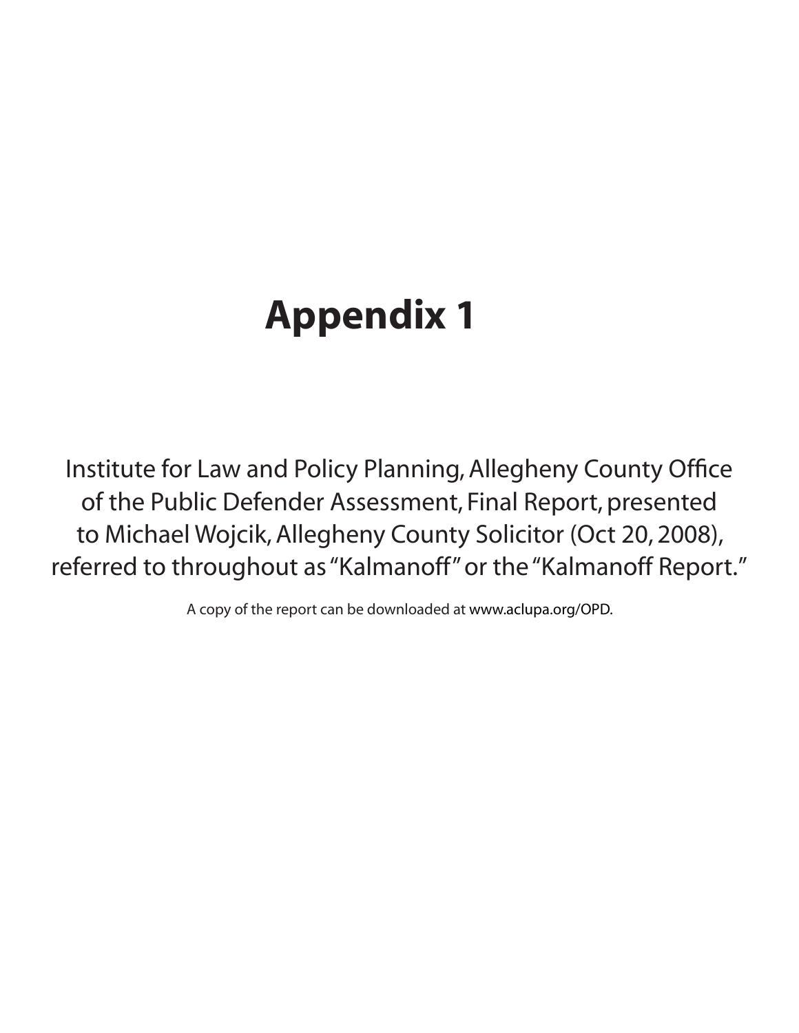# Appendix 1

Institute for Law and Policy Planning, Allegheny County Office of the Public Defender Assessment, Final Report, presented to Michael Wojcik, Allegheny County Solicitor (Oct 20, 2008), referred to throughout as "Kalmanoff" or the "Kalmanoff Report."

A copy of the report can be downloaded at www.aclupa.org/OPD.